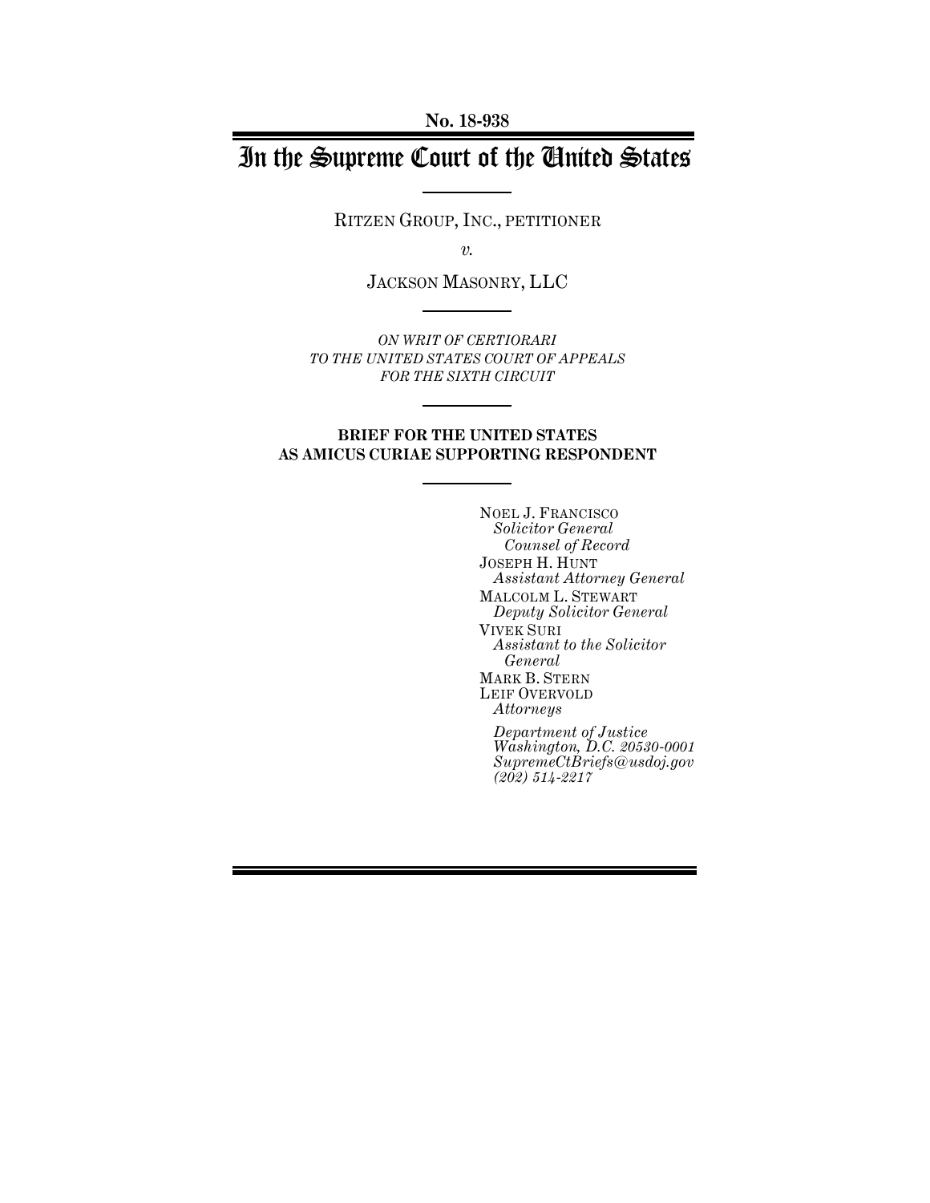**No. 18-938**

# In the Supreme Court of the United States

RITZEN GROUP, INC., PETITIONER

*v.*

JACKSON MASONRY, LLC

*ON WRIT OF CERTIORARI*
*TO THE UNITED STATES COURT OF APPEALS*
*FOR THE SIXTH CIRCUIT*

**BRIEF FOR THE UNITED STATES**
**AS AMICUS CURIAE SUPPORTING RESPONDENT**

NOEL J. FRANCISCO
*Solicitor General*
*Counsel of Record*
JOSEPH H. HUNT
*Assistant Attorney General*
MALCOLM L. STEWART
*Deputy Solicitor General*
VIVEK SURI
*Assistant to the Solicitor General*
MARK B. STERN
LEIF OVERVOLD
*Attorneys*

*Department of Justice*
*Washington, D.C. 20530-0001*
*SupremeCtBriefs@usdoj.gov*
*(202) 514-2217*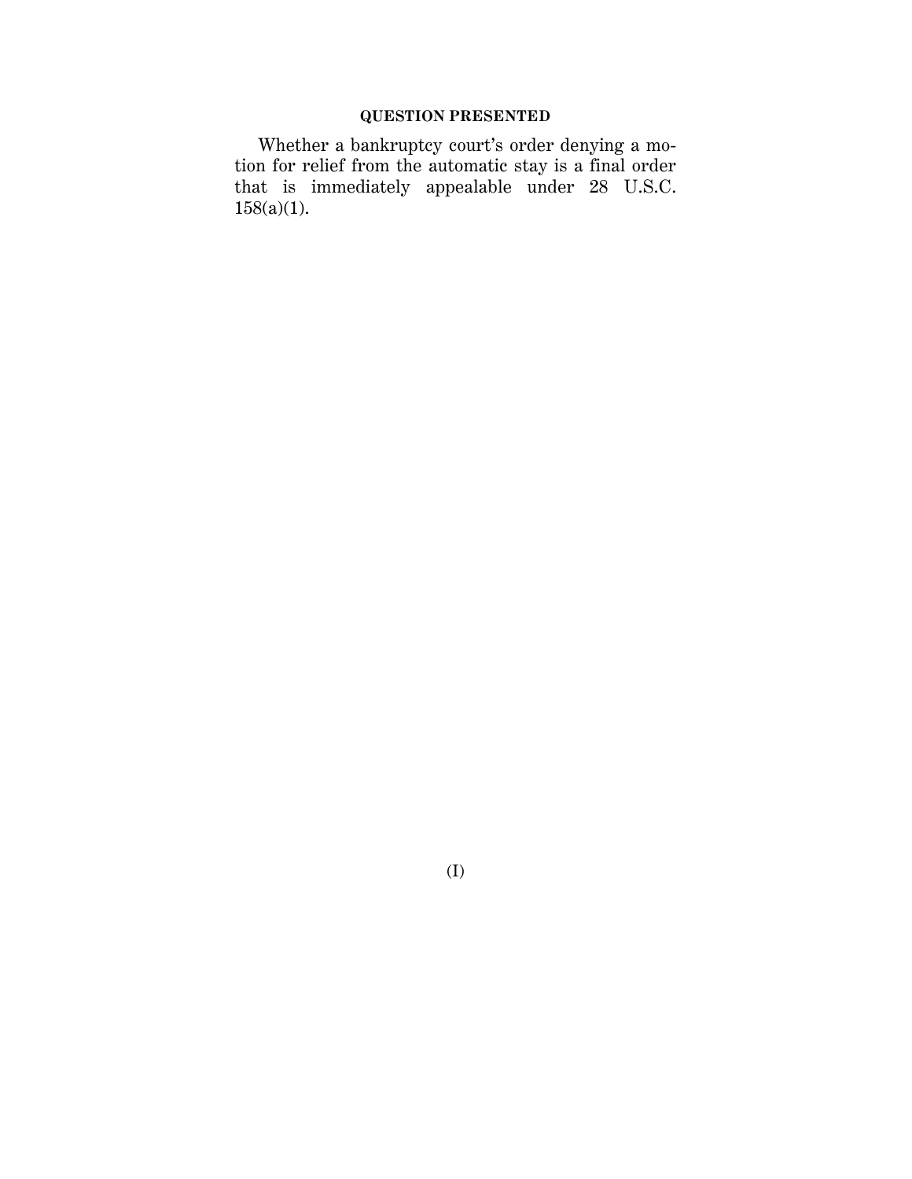## QUESTION PRESENTED

Whether a bankruptcy court's order denying a motion for relief from the automatic stay is a final order that is immediately appealable under 28 U.S.C. 158(a)(1).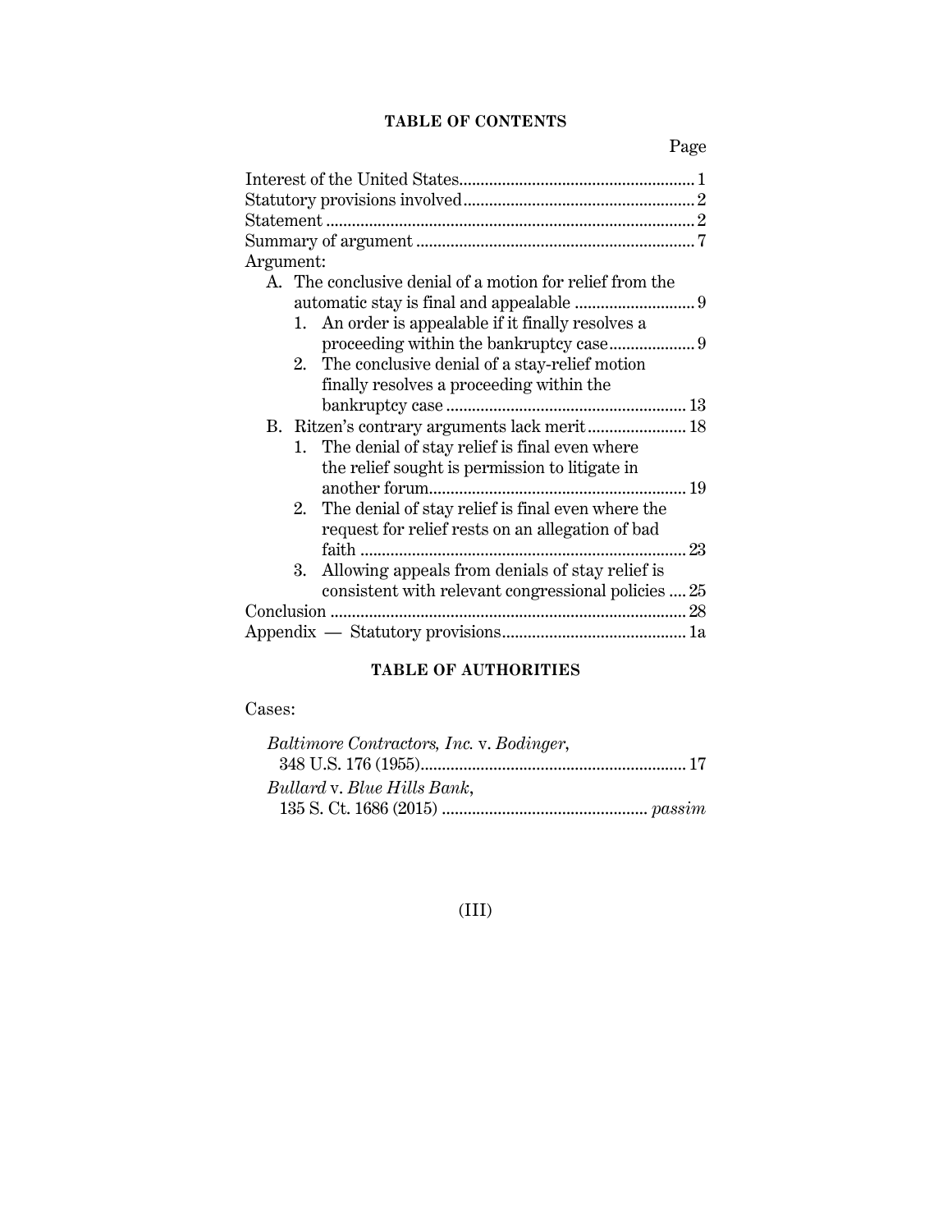## TABLE OF CONTENTS

| | Page |
|---|---|
| Interest of the United States | 1 |
| Statutory provisions involved | 2 |
| Statement | 2 |
| Summary of argument | 7 |
| Argument: | |
| A. The conclusive denial of a motion for relief from the automatic stay is final and appealable | 9 |
| 1. An order is appealable if it finally resolves a proceeding within the bankruptcy case | 9 |
| 2. The conclusive denial of a stay-relief motion finally resolves a proceeding within the bankruptcy case | 13 |
| B. Ritzen's contrary arguments lack merit | 18 |
| 1. The denial of stay relief is final even where the relief sought is permission to litigate in another forum | 19 |
| 2. The denial of stay relief is final even where the request for relief rests on an allegation of bad faith | 23 |
| 3. Allowing appeals from denials of stay relief is consistent with relevant congressional policies | 25 |
| Conclusion | 28 |
| Appendix — Statutory provisions | 1a |

## TABLE OF AUTHORITIES

Cases:

*Baltimore Contractors, Inc.* v. *Bodinger*, 348 U.S. 176 (1955) ... 17

*Bullard* v. *Blue Hills Bank*, 135 S. Ct. 1686 (2015) ... *passim*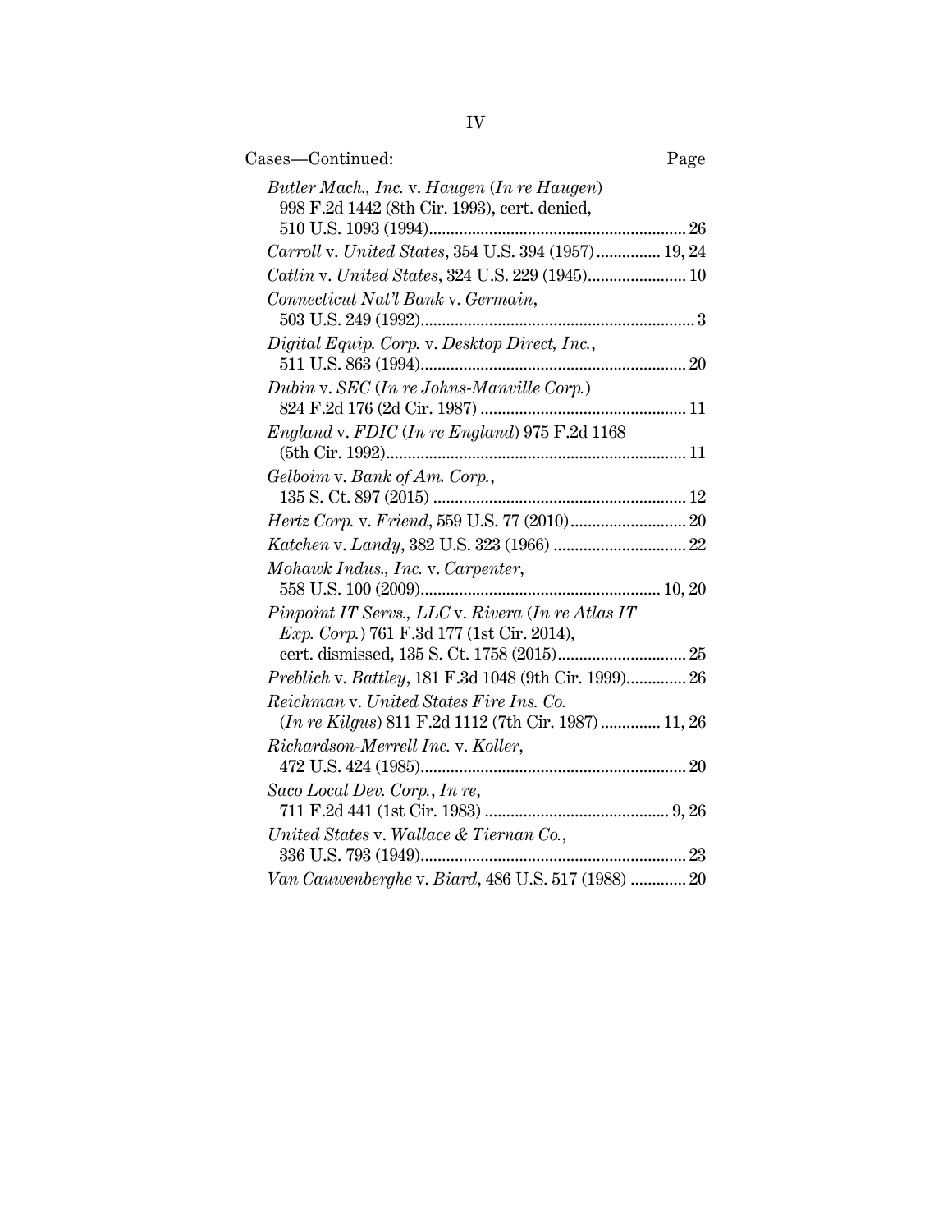Cases—Continued: Page

*Butler Mach., Inc.* v. *Haugen* (*In re Haugen*) 998 F.2d 1442 (8th Cir. 1993), cert. denied, 510 U.S. 1093 (1994) .......... 26

*Carroll* v. *United States*, 354 U.S. 394 (1957) .......... 19, 24

*Catlin* v. *United States*, 324 U.S. 229 (1945) .......... 10

*Connecticut Nat'l Bank* v. *Germain*, 503 U.S. 249 (1992) .......... 3

*Digital Equip. Corp.* v. *Desktop Direct, Inc.*, 511 U.S. 863 (1994) .......... 20

*Dubin* v. *SEC* (*In re Johns-Manville Corp.*) 824 F.2d 176 (2d Cir. 1987) .......... 11

*England* v. *FDIC* (*In re England*) 975 F.2d 1168 (5th Cir. 1992) .......... 11

*Gelboim* v. *Bank of Am. Corp.*, 135 S. Ct. 897 (2015) .......... 12

*Hertz Corp.* v. *Friend*, 559 U.S. 77 (2010) .......... 20

*Katchen* v. *Landy*, 382 U.S. 323 (1966) .......... 22

*Mohawk Indus., Inc.* v. *Carpenter*, 558 U.S. 100 (2009) .......... 10, 20

*Pinpoint IT Servs., LLC* v. *Rivera* (*In re Atlas IT Exp. Corp.*) 761 F.3d 177 (1st Cir. 2014), cert. dismissed, 135 S. Ct. 1758 (2015) .......... 25

*Preblich* v. *Battley*, 181 F.3d 1048 (9th Cir. 1999) .......... 26

*Reichman* v. *United States Fire Ins. Co.* (*In re Kilgus*) 811 F.2d 1112 (7th Cir. 1987) .......... 11, 26

*Richardson-Merrell Inc.* v. *Koller*, 472 U.S. 424 (1985) .......... 20

*Saco Local Dev. Corp., In re*, 711 F.2d 441 (1st Cir. 1983) .......... 9, 26

*United States* v. *Wallace & Tiernan Co.*, 336 U.S. 793 (1949) .......... 23

*Van Cauwenberghe* v. *Biard*, 486 U.S. 517 (1988) .......... 20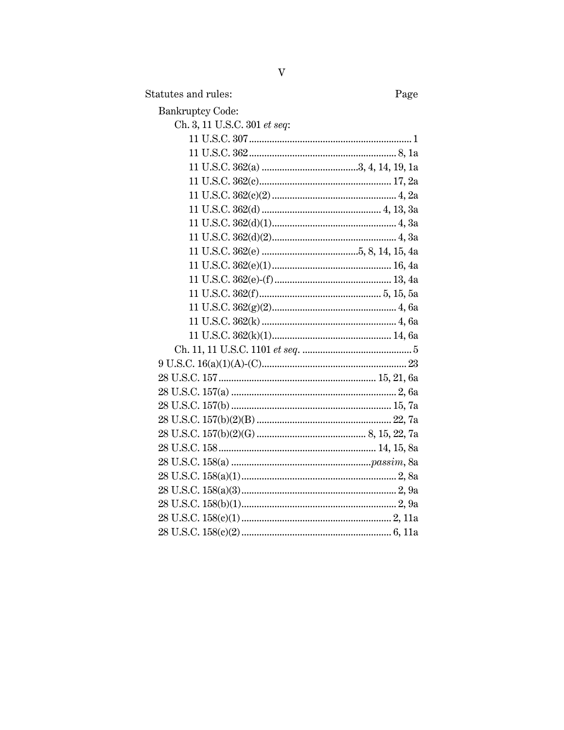Statutes and rules: Page

Bankruptcy Code:

Ch. 3, 11 U.S.C. 301 *et seq*:

11 U.S.C. 307 .......... 1

11 U.S.C. 362 .......... 8, 1a

11 U.S.C. 362(a) .......... 3, 4, 14, 19, 1a

11 U.S.C. 362(c) .......... 17, 2a

11 U.S.C. 362(c)(2) .......... 4, 2a

11 U.S.C. 362(d) .......... 4, 13, 3a

11 U.S.C. 362(d)(1) .......... 4, 3a

11 U.S.C. 362(d)(2) .......... 4, 3a

11 U.S.C. 362(e) .......... 5, 8, 14, 15, 4a

11 U.S.C. 362(e)(1) .......... 16, 4a

11 U.S.C. 362(e)-(f) .......... 13, 4a

11 U.S.C. 362(f) .......... 5, 15, 5a

11 U.S.C. 362(g)(2) .......... 4, 6a

11 U.S.C. 362(k) .......... 4, 6a

11 U.S.C. 362(k)(1) .......... 14, 6a

Ch. 11, 11 U.S.C. 1101 *et seq*. .......... 5

9 U.S.C. 16(a)(1)(A)-(C) .......... 23

28 U.S.C. 157 .......... 15, 21, 6a

28 U.S.C. 157(a) .......... 2, 6a

28 U.S.C. 157(b) .......... 15, 7a

28 U.S.C. 157(b)(2)(B) .......... 22, 7a

28 U.S.C. 157(b)(2)(G) .......... 8, 15, 22, 7a

28 U.S.C. 158 .......... 14, 15, 8a

28 U.S.C. 158(a) .......... *passim*, 8a

28 U.S.C. 158(a)(1) .......... 2, 8a

28 U.S.C. 158(a)(3) .......... 2, 9a

28 U.S.C. 158(b)(1) .......... 2, 9a

28 U.S.C. 158(c)(1) .......... 2, 11a

28 U.S.C. 158(c)(2) .......... 6, 11a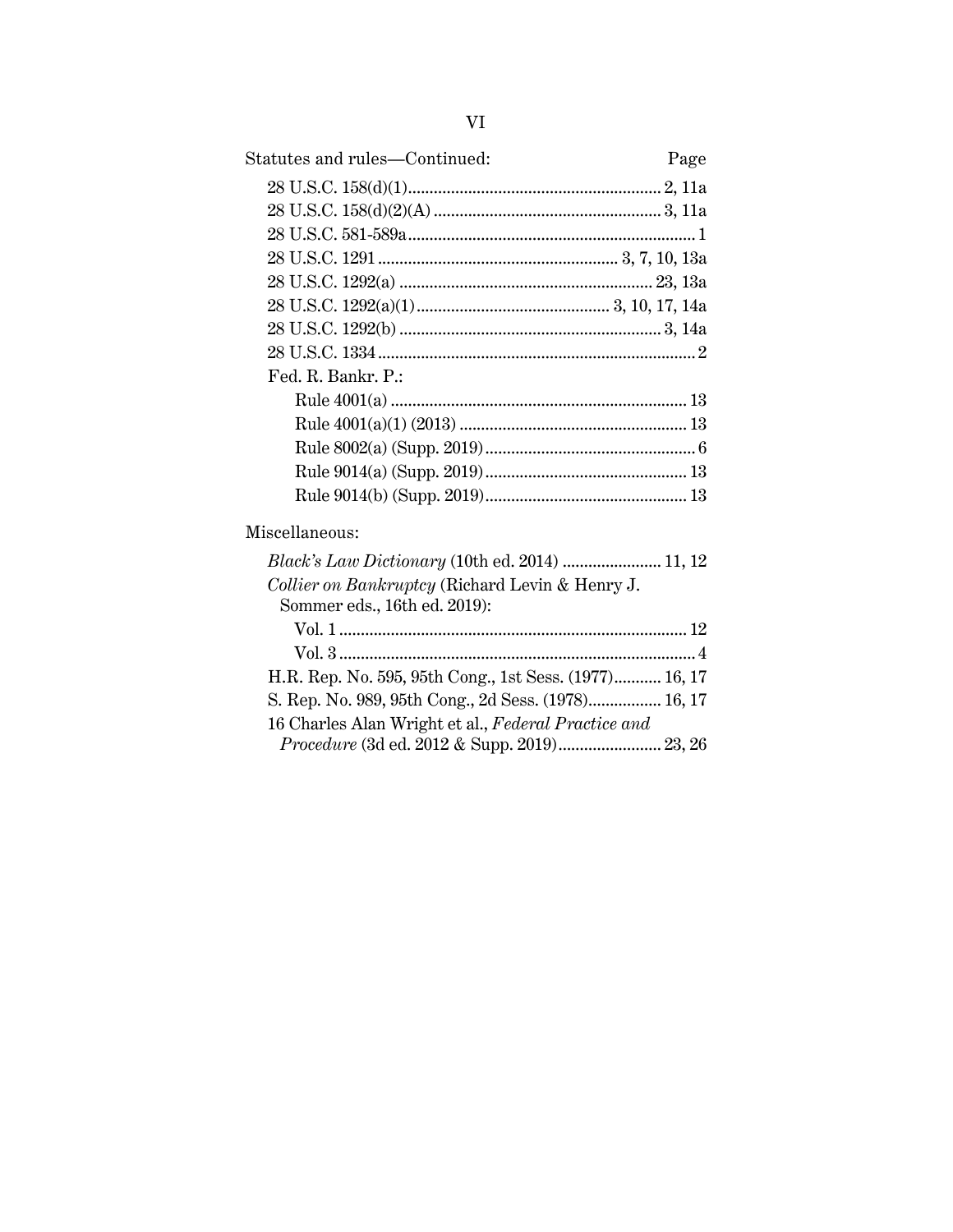Statutes and rules—Continued: Page

28 U.S.C. 158(d)(1) ........................................................ 2, 11a

28 U.S.C. 158(d)(2)(A) .................................................. 3, 11a

28 U.S.C. 581-589a ............................................................... 1

28 U.S.C. 1291 ...................................................... 3, 7, 10, 13a

28 U.S.C. 1292(a) ......................................................... 23, 13a

28 U.S.C. 1292(a)(1) ........................................... 3, 10, 17, 14a

28 U.S.C. 1292(b) .......................................................... 3, 14a

28 U.S.C. 1334 ...................................................................... 2

Fed. R. Bankr. P.:

- Rule 4001(a) .................................................................. 13
- Rule 4001(a)(1) (2013) .................................................. 13
- Rule 8002(a) (Supp. 2019) .............................................. 6
- Rule 9014(a) (Supp. 2019) ............................................ 13
- Rule 9014(b) (Supp. 2019) ............................................ 13

Miscellaneous:

*Black's Law Dictionary* (10th ed. 2014) ...................... 11, 12

*Collier on Bankruptcy* (Richard Levin & Henry J. Sommer eds., 16th ed. 2019):

- Vol. 1 ............................................................................. 12
- Vol. 3 ............................................................................... 4

H.R. Rep. No. 595, 95th Cong., 1st Sess. (1977) ........... 16, 17

S. Rep. No. 989, 95th Cong., 2d Sess. (1978) ................. 16, 17

16 Charles Alan Wright et al., *Federal Practice and Procedure* (3d ed. 2012 & Supp. 2019) ........................ 23, 26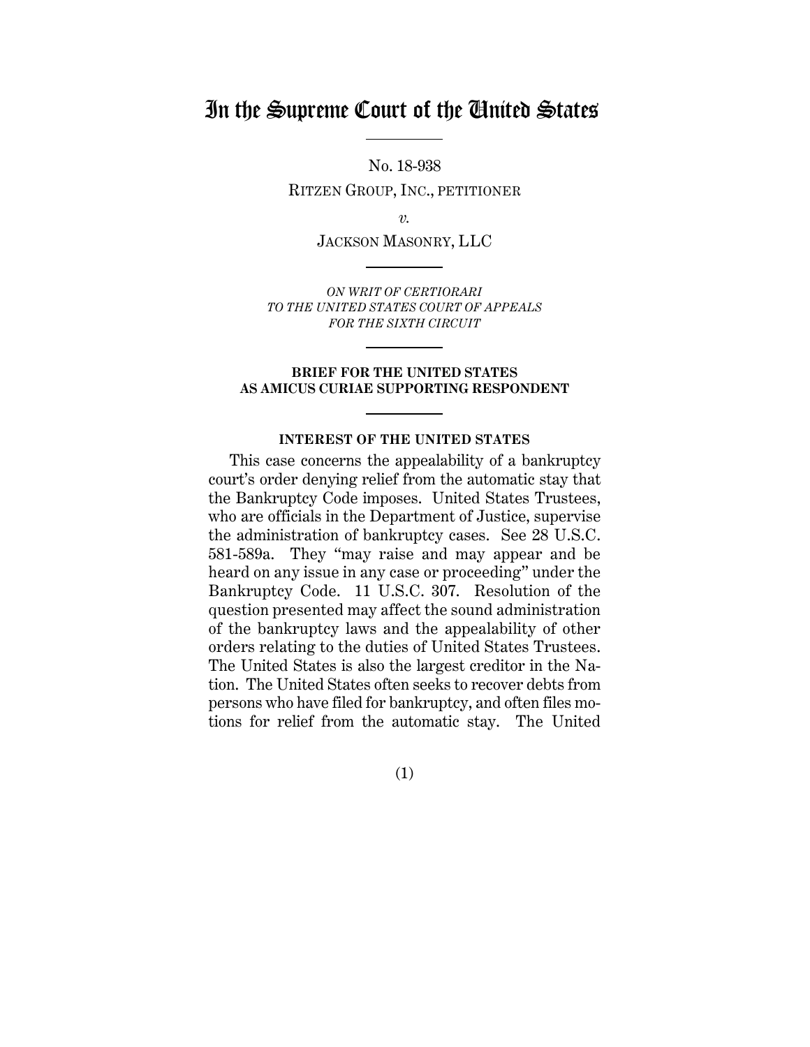# In the Supreme Court of the United States

No. 18-938

RITZEN GROUP, INC., PETITIONER

*v.*

JACKSON MASONRY, LLC

*ON WRIT OF CERTIORARI TO THE UNITED STATES COURT OF APPEALS FOR THE SIXTH CIRCUIT*

**BRIEF FOR THE UNITED STATES AS AMICUS CURIAE SUPPORTING RESPONDENT**

**INTEREST OF THE UNITED STATES**

This case concerns the appealability of a bankruptcy court's order denying relief from the automatic stay that the Bankruptcy Code imposes. United States Trustees, who are officials in the Department of Justice, supervise the administration of bankruptcy cases. See 28 U.S.C. 581-589a. They "may raise and may appear and be heard on any issue in any case or proceeding" under the Bankruptcy Code. 11 U.S.C. 307. Resolution of the question presented may affect the sound administration of the bankruptcy laws and the appealability of other orders relating to the duties of United States Trustees. The United States is also the largest creditor in the Nation. The United States often seeks to recover debts from persons who have filed for bankruptcy, and often files motions for relief from the automatic stay. The United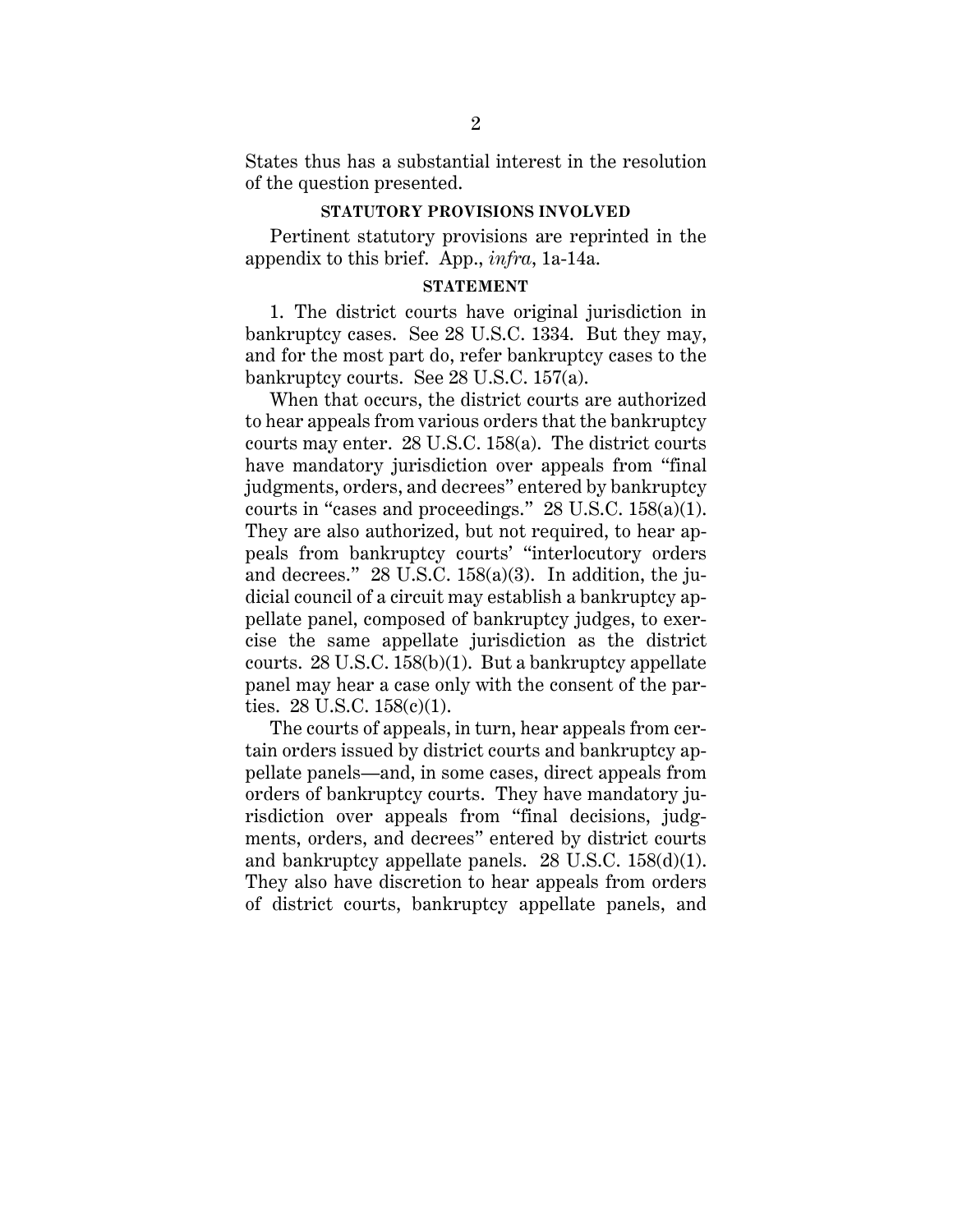States thus has a substantial interest in the resolution of the question presented.

## STATUTORY PROVISIONS INVOLVED

Pertinent statutory provisions are reprinted in the appendix to this brief. App., *infra*, 1a-14a.

## STATEMENT

1. The district courts have original jurisdiction in bankruptcy cases. See 28 U.S.C. 1334. But they may, and for the most part do, refer bankruptcy cases to the bankruptcy courts. See 28 U.S.C. 157(a).

When that occurs, the district courts are authorized to hear appeals from various orders that the bankruptcy courts may enter. 28 U.S.C. 158(a). The district courts have mandatory jurisdiction over appeals from "final judgments, orders, and decrees" entered by bankruptcy courts in "cases and proceedings." 28 U.S.C. 158(a)(1). They are also authorized, but not required, to hear appeals from bankruptcy courts' "interlocutory orders and decrees." 28 U.S.C. 158(a)(3). In addition, the judicial council of a circuit may establish a bankruptcy appellate panel, composed of bankruptcy judges, to exercise the same appellate jurisdiction as the district courts. 28 U.S.C. 158(b)(1). But a bankruptcy appellate panel may hear a case only with the consent of the parties. 28 U.S.C. 158(c)(1).

The courts of appeals, in turn, hear appeals from certain orders issued by district courts and bankruptcy appellate panels—and, in some cases, direct appeals from orders of bankruptcy courts. They have mandatory jurisdiction over appeals from "final decisions, judgments, orders, and decrees" entered by district courts and bankruptcy appellate panels. 28 U.S.C. 158(d)(1). They also have discretion to hear appeals from orders of district courts, bankruptcy appellate panels, and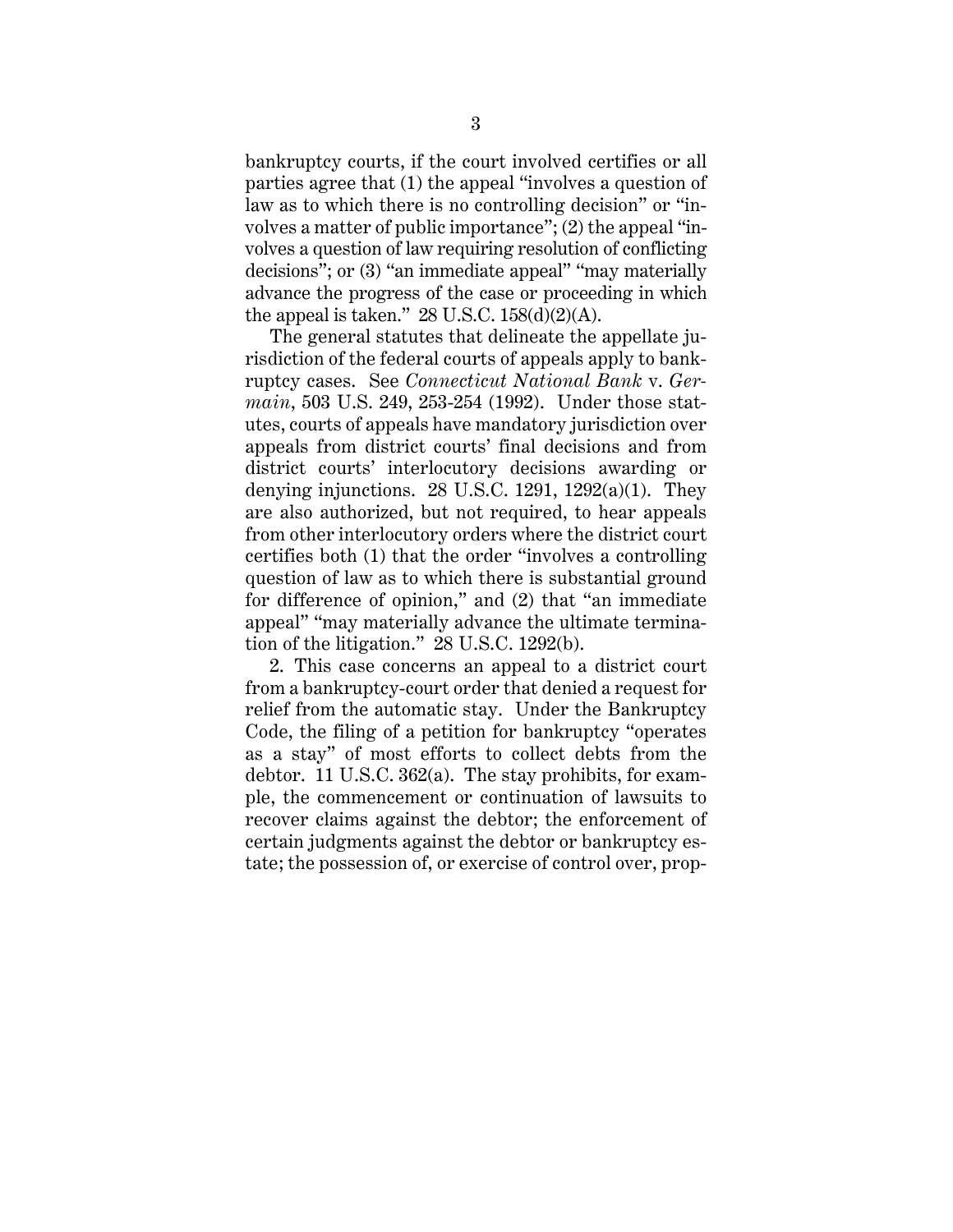bankruptcy courts, if the court involved certifies or all parties agree that (1) the appeal "involves a question of law as to which there is no controlling decision" or "involves a matter of public importance"; (2) the appeal "involves a question of law requiring resolution of conflicting decisions"; or (3) "an immediate appeal" "may materially advance the progress of the case or proceeding in which the appeal is taken." 28 U.S.C. 158(d)(2)(A).

The general statutes that delineate the appellate jurisdiction of the federal courts of appeals apply to bankruptcy cases. See *Connecticut National Bank* v. *Germain*, 503 U.S. 249, 253-254 (1992). Under those statutes, courts of appeals have mandatory jurisdiction over appeals from district courts' final decisions and from district courts' interlocutory decisions awarding or denying injunctions. 28 U.S.C. 1291, 1292(a)(1). They are also authorized, but not required, to hear appeals from other interlocutory orders where the district court certifies both (1) that the order "involves a controlling question of law as to which there is substantial ground for difference of opinion," and (2) that "an immediate appeal" "may materially advance the ultimate termination of the litigation." 28 U.S.C. 1292(b).

2. This case concerns an appeal to a district court from a bankruptcy-court order that denied a request for relief from the automatic stay. Under the Bankruptcy Code, the filing of a petition for bankruptcy "operates as a stay" of most efforts to collect debts from the debtor. 11 U.S.C. 362(a). The stay prohibits, for example, the commencement or continuation of lawsuits to recover claims against the debtor; the enforcement of certain judgments against the debtor or bankruptcy estate; the possession of, or exercise of control over, prop-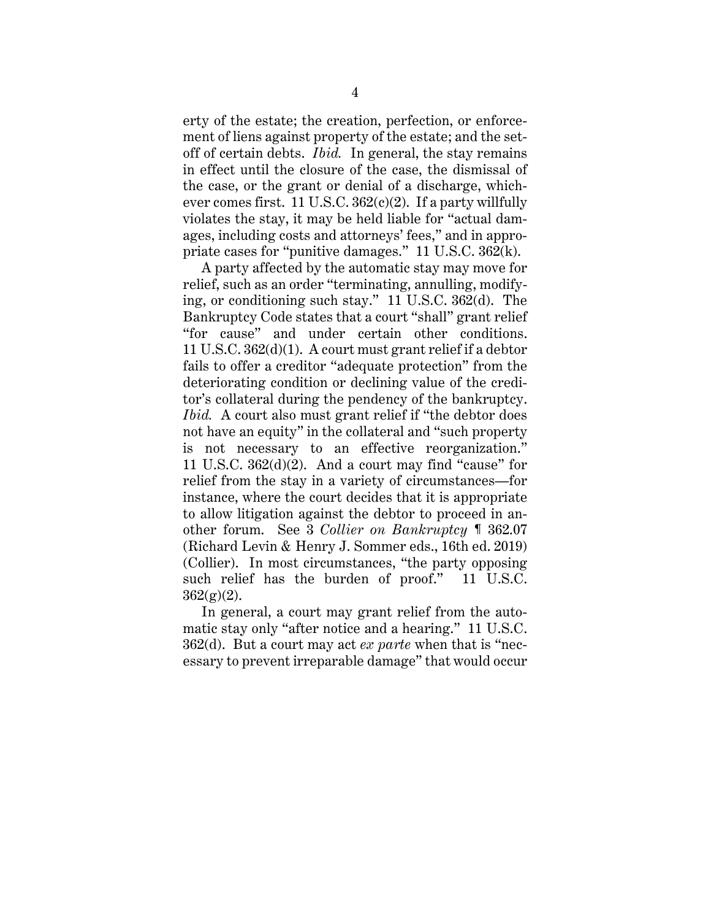erty of the estate; the creation, perfection, or enforcement of liens against property of the estate; and the setoff of certain debts. *Ibid.* In general, the stay remains in effect until the closure of the case, the dismissal of the case, or the grant or denial of a discharge, whichever comes first. 11 U.S.C. 362(c)(2). If a party willfully violates the stay, it may be held liable for "actual damages, including costs and attorneys' fees," and in appropriate cases for "punitive damages." 11 U.S.C. 362(k).

A party affected by the automatic stay may move for relief, such as an order "terminating, annulling, modifying, or conditioning such stay." 11 U.S.C. 362(d). The Bankruptcy Code states that a court "shall" grant relief "for cause" and under certain other conditions. 11 U.S.C. 362(d)(1). A court must grant relief if a debtor fails to offer a creditor "adequate protection" from the deteriorating condition or declining value of the creditor's collateral during the pendency of the bankruptcy. *Ibid.* A court also must grant relief if "the debtor does not have an equity" in the collateral and "such property is not necessary to an effective reorganization." 11 U.S.C. 362(d)(2). And a court may find "cause" for relief from the stay in a variety of circumstances—for instance, where the court decides that it is appropriate to allow litigation against the debtor to proceed in another forum. See 3 *Collier on Bankruptcy* ¶ 362.07 (Richard Levin & Henry J. Sommer eds., 16th ed. 2019) (Collier). In most circumstances, "the party opposing such relief has the burden of proof." 11 U.S.C. 362(g)(2).

In general, a court may grant relief from the automatic stay only "after notice and a hearing." 11 U.S.C. 362(d). But a court may act *ex parte* when that is "necessary to prevent irreparable damage" that would occur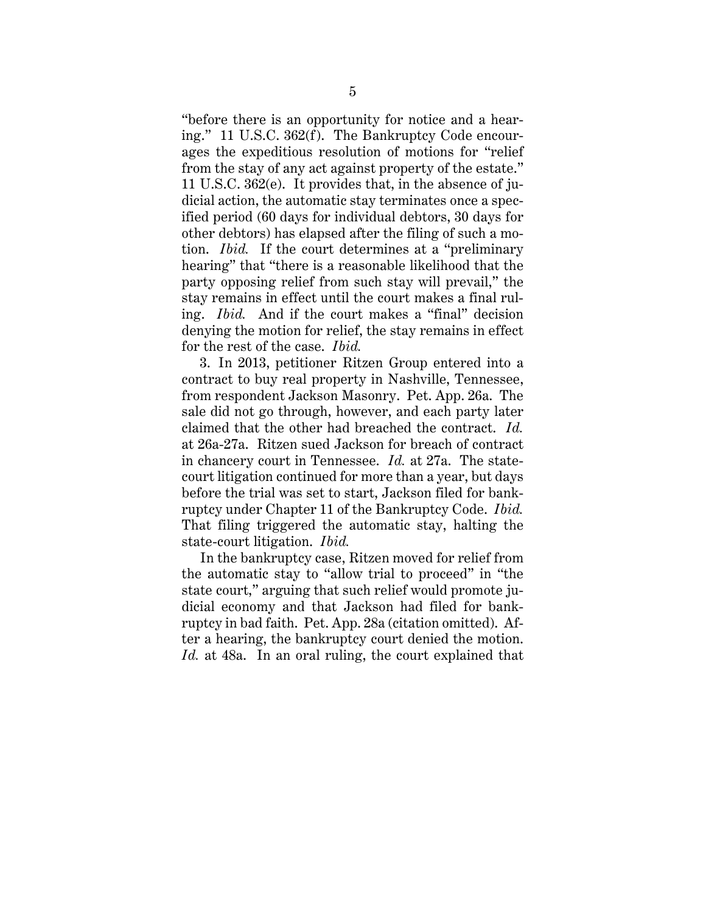"before there is an opportunity for notice and a hearing." 11 U.S.C. 362(f). The Bankruptcy Code encourages the expeditious resolution of motions for "relief from the stay of any act against property of the estate." 11 U.S.C. 362(e). It provides that, in the absence of judicial action, the automatic stay terminates once a specified period (60 days for individual debtors, 30 days for other debtors) has elapsed after the filing of such a motion. *Ibid.* If the court determines at a "preliminary hearing" that "there is a reasonable likelihood that the party opposing relief from such stay will prevail," the stay remains in effect until the court makes a final ruling. *Ibid.* And if the court makes a "final" decision denying the motion for relief, the stay remains in effect for the rest of the case. *Ibid.*

3. In 2013, petitioner Ritzen Group entered into a contract to buy real property in Nashville, Tennessee, from respondent Jackson Masonry. Pet. App. 26a. The sale did not go through, however, and each party later claimed that the other had breached the contract. *Id.* at 26a-27a. Ritzen sued Jackson for breach of contract in chancery court in Tennessee. *Id.* at 27a. The state-court litigation continued for more than a year, but days before the trial was set to start, Jackson filed for bankruptcy under Chapter 11 of the Bankruptcy Code. *Ibid.* That filing triggered the automatic stay, halting the state-court litigation. *Ibid.*

In the bankruptcy case, Ritzen moved for relief from the automatic stay to "allow trial to proceed" in "the state court," arguing that such relief would promote judicial economy and that Jackson had filed for bankruptcy in bad faith. Pet. App. 28a (citation omitted). After a hearing, the bankruptcy court denied the motion. *Id.* at 48a. In an oral ruling, the court explained that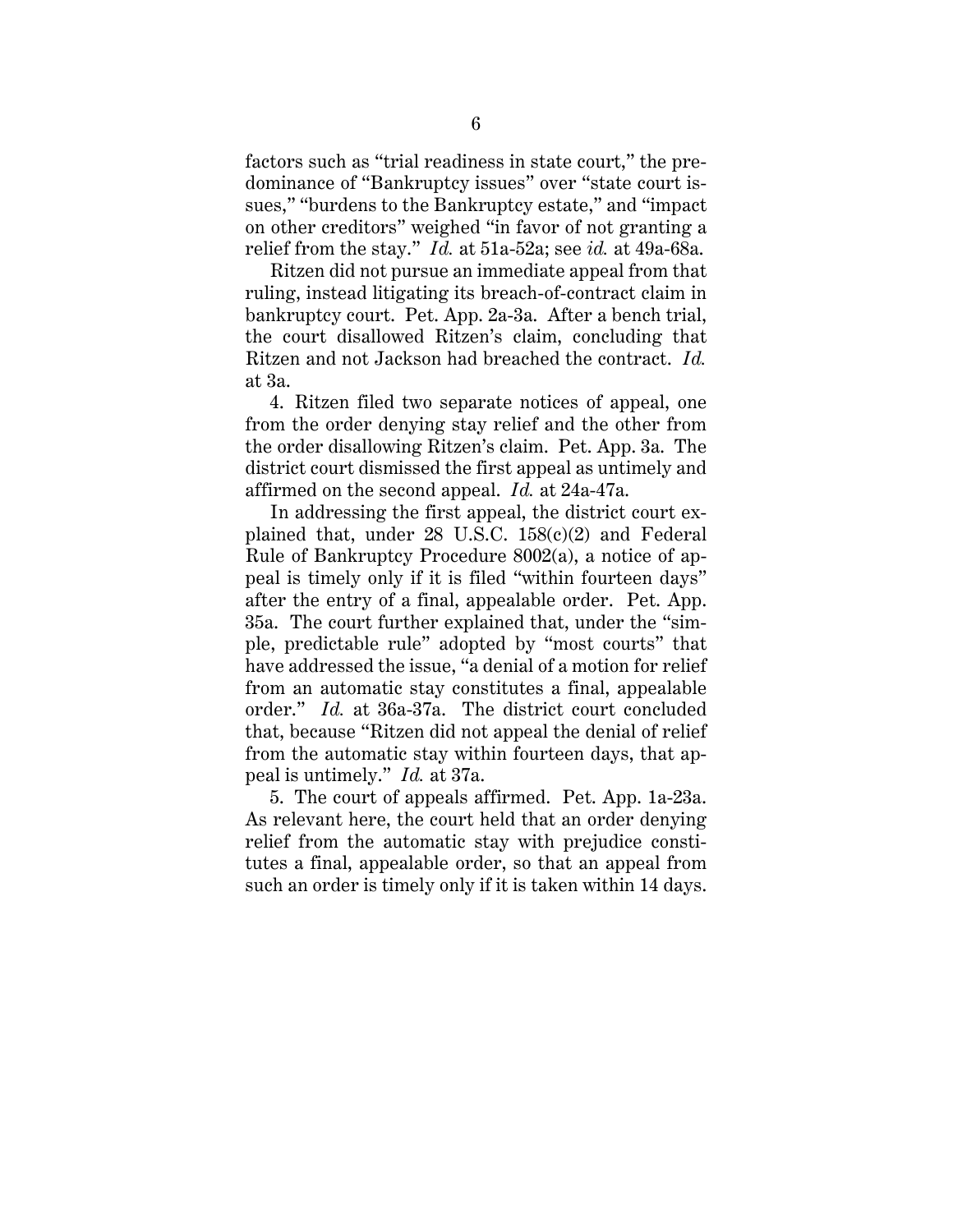factors such as "trial readiness in state court," the predominance of "Bankruptcy issues" over "state court issues," "burdens to the Bankruptcy estate," and "impact on other creditors" weighed "in favor of not granting a relief from the stay." *Id.* at 51a-52a; see *id.* at 49a-68a.

Ritzen did not pursue an immediate appeal from that ruling, instead litigating its breach-of-contract claim in bankruptcy court. Pet. App. 2a-3a. After a bench trial, the court disallowed Ritzen's claim, concluding that Ritzen and not Jackson had breached the contract. *Id.* at 3a.

4. Ritzen filed two separate notices of appeal, one from the order denying stay relief and the other from the order disallowing Ritzen's claim. Pet. App. 3a. The district court dismissed the first appeal as untimely and affirmed on the second appeal. *Id.* at 24a-47a.

In addressing the first appeal, the district court explained that, under 28 U.S.C. 158(c)(2) and Federal Rule of Bankruptcy Procedure 8002(a), a notice of appeal is timely only if it is filed "within fourteen days" after the entry of a final, appealable order. Pet. App. 35a. The court further explained that, under the "simple, predictable rule" adopted by "most courts" that have addressed the issue, "a denial of a motion for relief from an automatic stay constitutes a final, appealable order." *Id.* at 36a-37a. The district court concluded that, because "Ritzen did not appeal the denial of relief from the automatic stay within fourteen days, that appeal is untimely." *Id.* at 37a.

5. The court of appeals affirmed. Pet. App. 1a-23a. As relevant here, the court held that an order denying relief from the automatic stay with prejudice constitutes a final, appealable order, so that an appeal from such an order is timely only if it is taken within 14 days.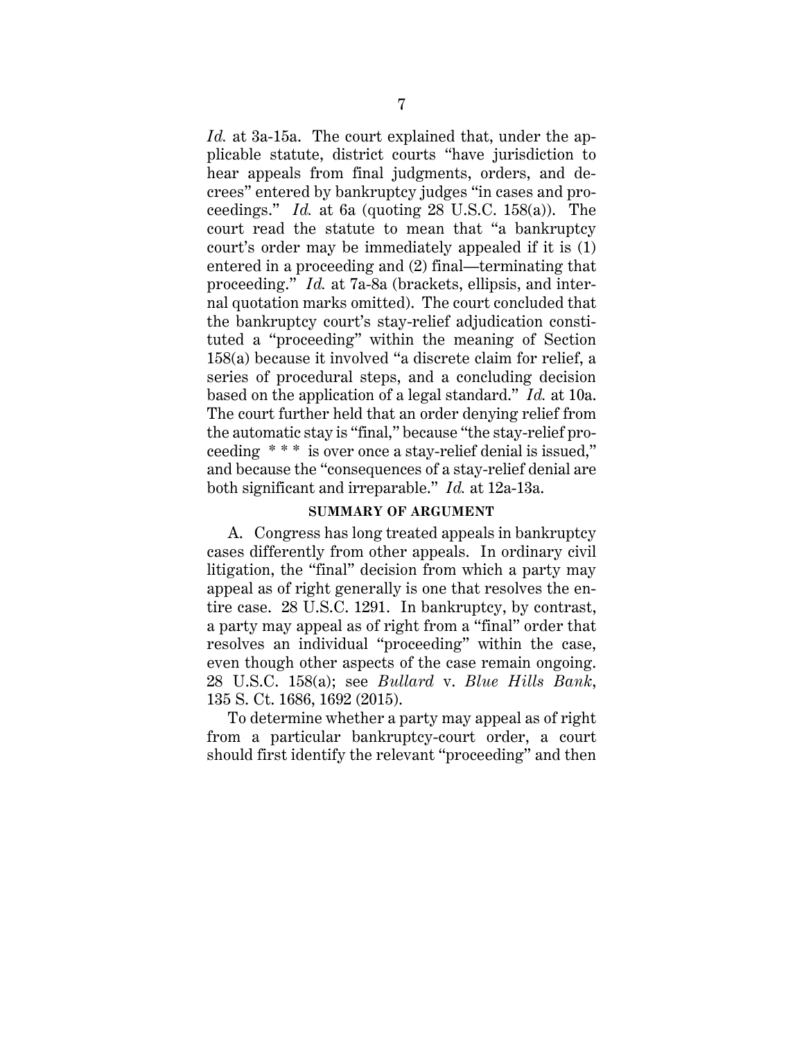*Id.* at 3a-15a. The court explained that, under the applicable statute, district courts "have jurisdiction to hear appeals from final judgments, orders, and decrees" entered by bankruptcy judges "in cases and proceedings." *Id.* at 6a (quoting 28 U.S.C. 158(a)). The court read the statute to mean that "a bankruptcy court's order may be immediately appealed if it is (1) entered in a proceeding and (2) final—terminating that proceeding." *Id.* at 7a-8a (brackets, ellipsis, and internal quotation marks omitted). The court concluded that the bankruptcy court's stay-relief adjudication constituted a "proceeding" within the meaning of Section 158(a) because it involved "a discrete claim for relief, a series of procedural steps, and a concluding decision based on the application of a legal standard." *Id.* at 10a. The court further held that an order denying relief from the automatic stay is "final," because "the stay-relief proceeding * * * is over once a stay-relief denial is issued," and because the "consequences of a stay-relief denial are both significant and irreparable." *Id.* at 12a-13a.

## SUMMARY OF ARGUMENT

A. Congress has long treated appeals in bankruptcy cases differently from other appeals. In ordinary civil litigation, the "final" decision from which a party may appeal as of right generally is one that resolves the entire case. 28 U.S.C. 1291. In bankruptcy, by contrast, a party may appeal as of right from a "final" order that resolves an individual "proceeding" within the case, even though other aspects of the case remain ongoing. 28 U.S.C. 158(a); see *Bullard* v. *Blue Hills Bank*, 135 S. Ct. 1686, 1692 (2015).

To determine whether a party may appeal as of right from a particular bankruptcy-court order, a court should first identify the relevant "proceeding" and then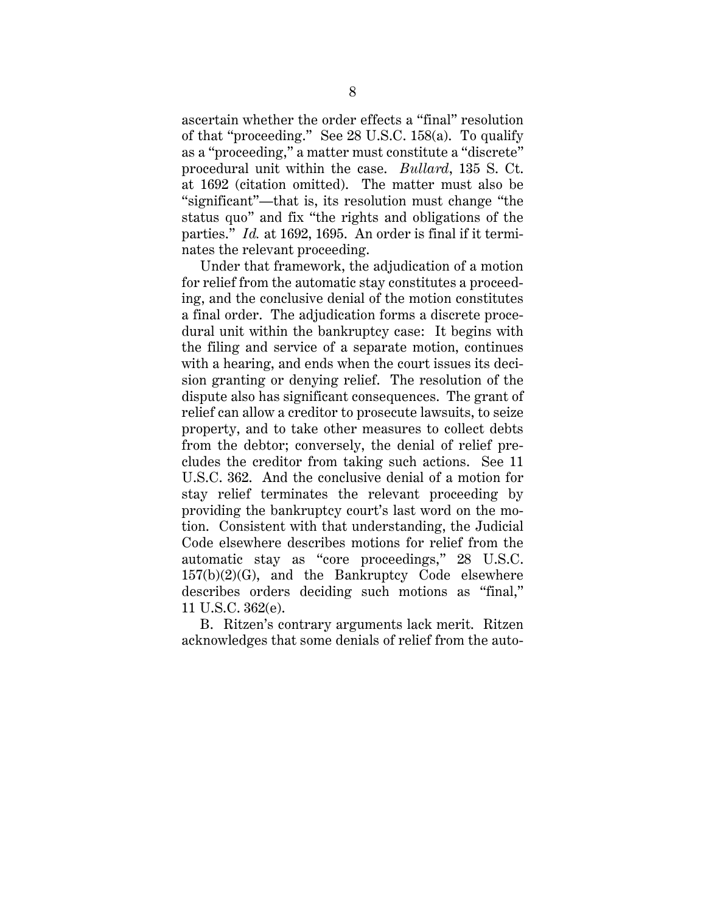ascertain whether the order effects a "final" resolution of that "proceeding." See 28 U.S.C. 158(a). To qualify as a "proceeding," a matter must constitute a "discrete" procedural unit within the case. *Bullard*, 135 S. Ct. at 1692 (citation omitted). The matter must also be "significant"—that is, its resolution must change "the status quo" and fix "the rights and obligations of the parties." *Id.* at 1692, 1695. An order is final if it terminates the relevant proceeding.

Under that framework, the adjudication of a motion for relief from the automatic stay constitutes a proceeding, and the conclusive denial of the motion constitutes a final order. The adjudication forms a discrete procedural unit within the bankruptcy case: It begins with the filing and service of a separate motion, continues with a hearing, and ends when the court issues its decision granting or denying relief. The resolution of the dispute also has significant consequences. The grant of relief can allow a creditor to prosecute lawsuits, to seize property, and to take other measures to collect debts from the debtor; conversely, the denial of relief precludes the creditor from taking such actions. See 11 U.S.C. 362. And the conclusive denial of a motion for stay relief terminates the relevant proceeding by providing the bankruptcy court's last word on the motion. Consistent with that understanding, the Judicial Code elsewhere describes motions for relief from the automatic stay as "core proceedings," 28 U.S.C. 157(b)(2)(G), and the Bankruptcy Code elsewhere describes orders deciding such motions as "final," 11 U.S.C. 362(e).

B. Ritzen's contrary arguments lack merit. Ritzen acknowledges that some denials of relief from the auto-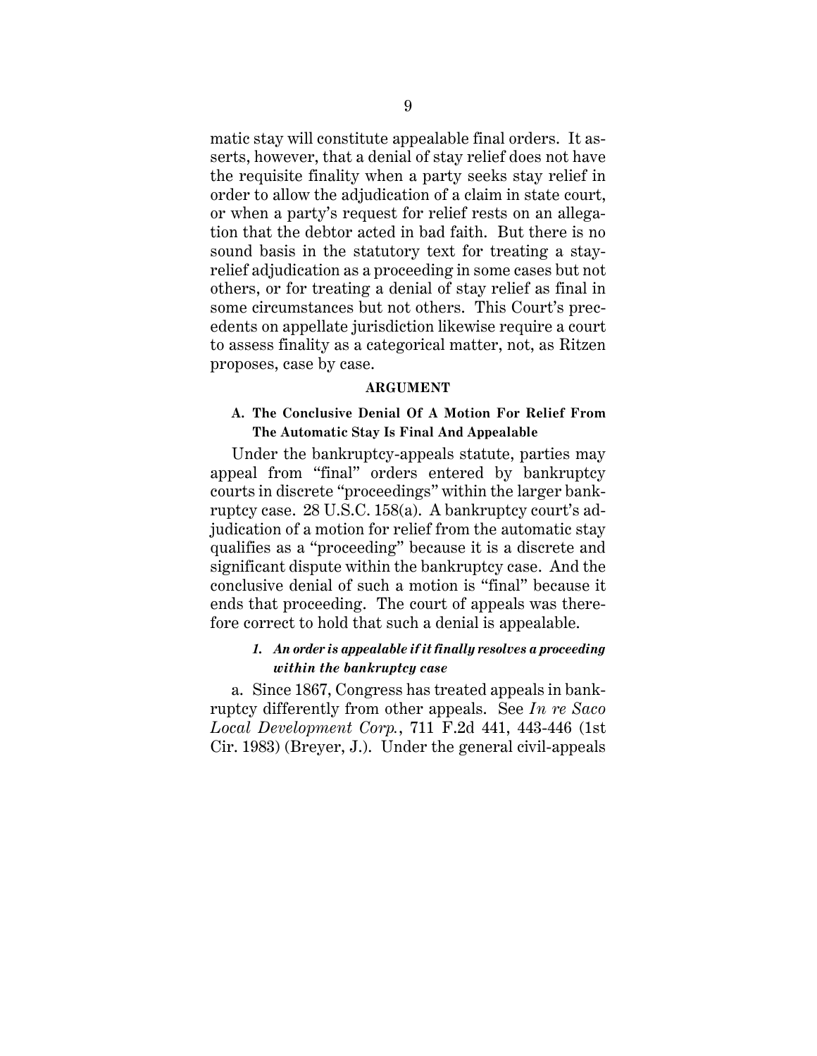matic stay will constitute appealable final orders. It asserts, however, that a denial of stay relief does not have the requisite finality when a party seeks stay relief in order to allow the adjudication of a claim in state court, or when a party's request for relief rests on an allegation that the debtor acted in bad faith. But there is no sound basis in the statutory text for treating a stay-relief adjudication as a proceeding in some cases but not others, or for treating a denial of stay relief as final in some circumstances but not others. This Court's precedents on appellate jurisdiction likewise require a court to assess finality as a categorical matter, not, as Ritzen proposes, case by case.

## ARGUMENT

### A. The Conclusive Denial Of A Motion For Relief From The Automatic Stay Is Final And Appealable

Under the bankruptcy-appeals statute, parties may appeal from "final" orders entered by bankruptcy courts in discrete "proceedings" within the larger bankruptcy case. 28 U.S.C. 158(a). A bankruptcy court's adjudication of a motion for relief from the automatic stay qualifies as a "proceeding" because it is a discrete and significant dispute within the bankruptcy case. And the conclusive denial of such a motion is "final" because it ends that proceeding. The court of appeals was therefore correct to hold that such a denial is appealable.

#### *1. An order is appealable if it finally resolves a proceeding within the bankruptcy case*

a. Since 1867, Congress has treated appeals in bankruptcy differently from other appeals. See *In re Saco Local Development Corp.*, 711 F.2d 441, 443-446 (1st Cir. 1983) (Breyer, J.). Under the general civil-appeals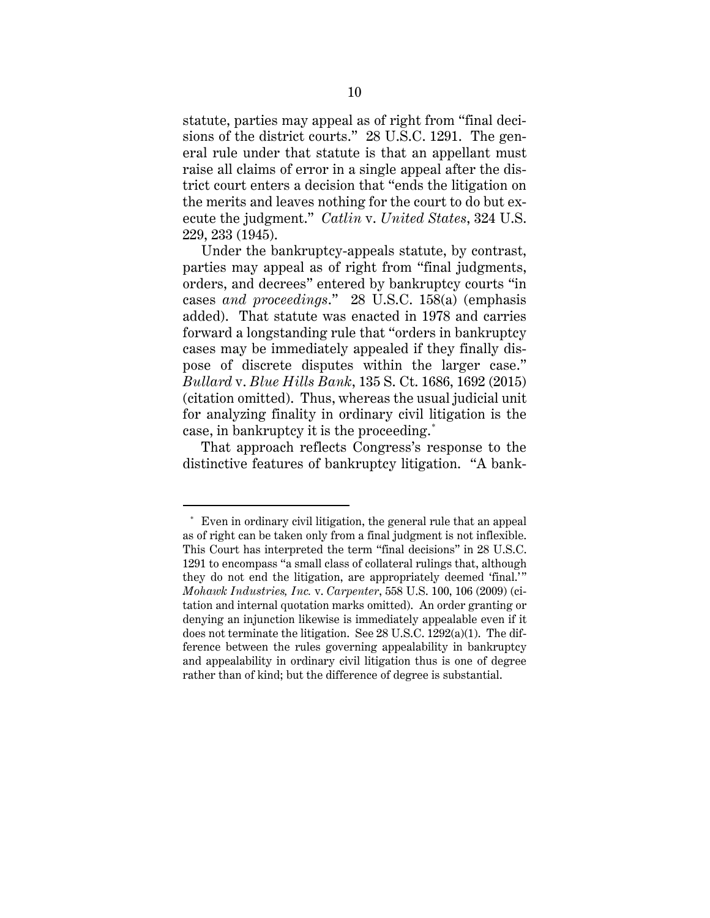statute, parties may appeal as of right from "final decisions of the district courts." 28 U.S.C. 1291. The general rule under that statute is that an appellant must raise all claims of error in a single appeal after the district court enters a decision that "ends the litigation on the merits and leaves nothing for the court to do but execute the judgment." *Catlin* v. *United States*, 324 U.S. 229, 233 (1945).

Under the bankruptcy-appeals statute, by contrast, parties may appeal as of right from "final judgments, orders, and decrees" entered by bankruptcy courts "in cases *and proceedings*." 28 U.S.C. 158(a) (emphasis added). That statute was enacted in 1978 and carries forward a longstanding rule that "orders in bankruptcy cases may be immediately appealed if they finally dispose of discrete disputes within the larger case." *Bullard* v. *Blue Hills Bank*, 135 S. Ct. 1686, 1692 (2015) (citation omitted). Thus, whereas the usual judicial unit for analyzing finality in ordinary civil litigation is the case, in bankruptcy it is the proceeding.*

That approach reflects Congress's response to the distinctive features of bankruptcy litigation. "A bank-

---

\* Even in ordinary civil litigation, the general rule that an appeal as of right can be taken only from a final judgment is not inflexible. This Court has interpreted the term "final decisions" in 28 U.S.C. 1291 to encompass "a small class of collateral rulings that, although they do not end the litigation, are appropriately deemed 'final.'" *Mohawk Industries, Inc.* v. *Carpenter*, 558 U.S. 100, 106 (2009) (citation and internal quotation marks omitted). An order granting or denying an injunction likewise is immediately appealable even if it does not terminate the litigation. See 28 U.S.C. 1292(a)(1). The difference between the rules governing appealability in bankruptcy and appealability in ordinary civil litigation thus is one of degree rather than of kind; but the difference of degree is substantial.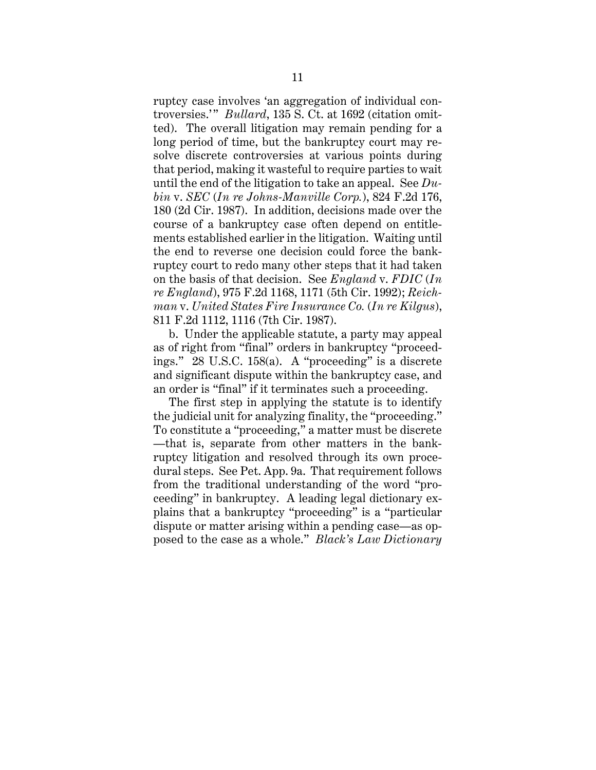ruptcy case involves 'an aggregation of individual controversies.'" *Bullard*, 135 S. Ct. at 1692 (citation omitted). The overall litigation may remain pending for a long period of time, but the bankruptcy court may resolve discrete controversies at various points during that period, making it wasteful to require parties to wait until the end of the litigation to take an appeal. See *Dubin* v. *SEC* (*In re Johns-Manville Corp.*), 824 F.2d 176, 180 (2d Cir. 1987). In addition, decisions made over the course of a bankruptcy case often depend on entitlements established earlier in the litigation. Waiting until the end to reverse one decision could force the bankruptcy court to redo many other steps that it had taken on the basis of that decision. See *England* v. *FDIC* (*In re England*), 975 F.2d 1168, 1171 (5th Cir. 1992); *Reichman* v. *United States Fire Insurance Co.* (*In re Kilgus*), 811 F.2d 1112, 1116 (7th Cir. 1987).

b. Under the applicable statute, a party may appeal as of right from "final" orders in bankruptcy "proceedings." 28 U.S.C. 158(a). A "proceeding" is a discrete and significant dispute within the bankruptcy case, and an order is "final" if it terminates such a proceeding.

The first step in applying the statute is to identify the judicial unit for analyzing finality, the "proceeding." To constitute a "proceeding," a matter must be discrete —that is, separate from other matters in the bankruptcy litigation and resolved through its own procedural steps. See Pet. App. 9a. That requirement follows from the traditional understanding of the word "proceeding" in bankruptcy. A leading legal dictionary explains that a bankruptcy "proceeding" is a "particular dispute or matter arising within a pending case—as opposed to the case as a whole." *Black's Law Dictionary*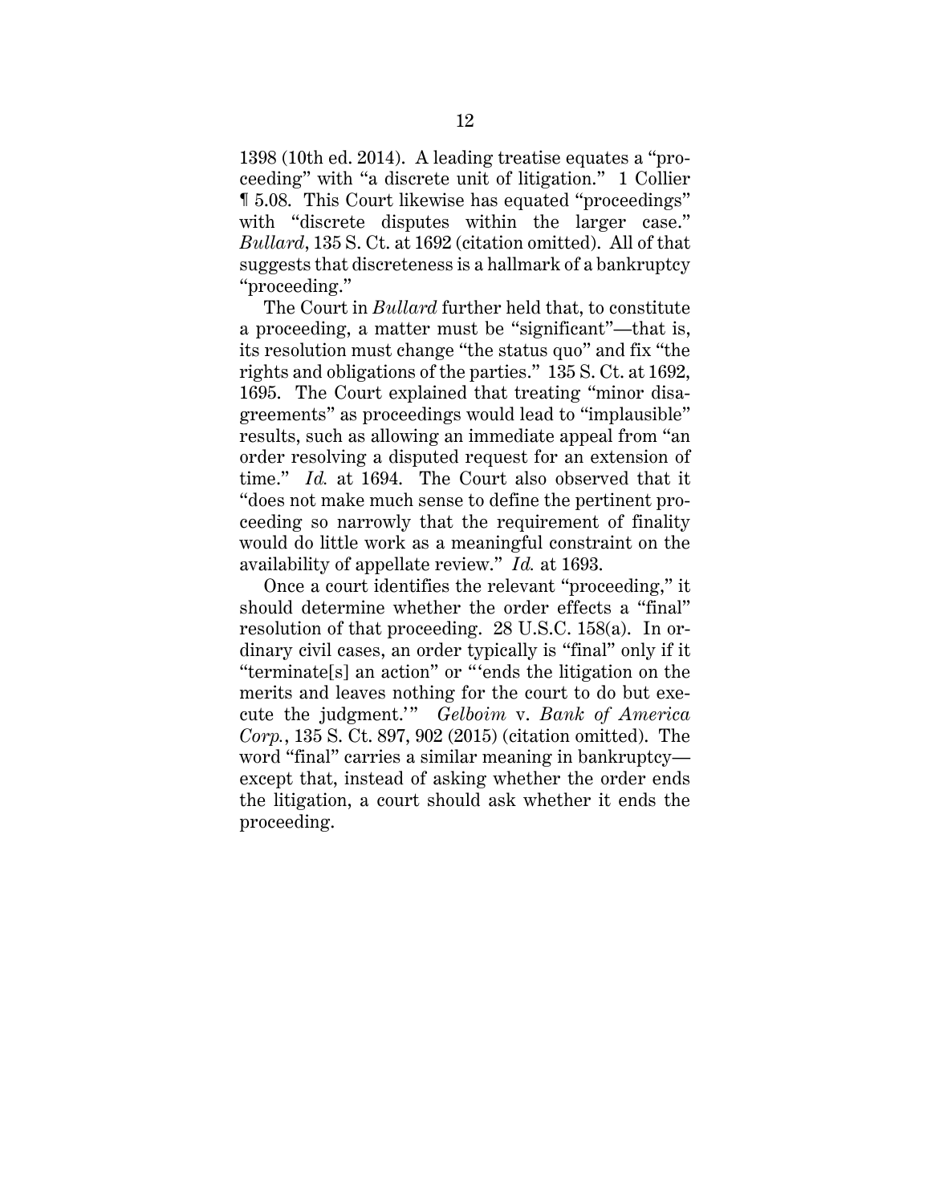1398 (10th ed. 2014). A leading treatise equates a "proceeding" with "a discrete unit of litigation." 1 Collier ¶ 5.08. This Court likewise has equated "proceedings" with "discrete disputes within the larger case." *Bullard*, 135 S. Ct. at 1692 (citation omitted). All of that suggests that discreteness is a hallmark of a bankruptcy "proceeding."

The Court in *Bullard* further held that, to constitute a proceeding, a matter must be "significant"—that is, its resolution must change "the status quo" and fix "the rights and obligations of the parties." 135 S. Ct. at 1692, 1695. The Court explained that treating "minor disagreements" as proceedings would lead to "implausible" results, such as allowing an immediate appeal from "an order resolving a disputed request for an extension of time." *Id.* at 1694. The Court also observed that it "does not make much sense to define the pertinent proceeding so narrowly that the requirement of finality would do little work as a meaningful constraint on the availability of appellate review." *Id.* at 1693.

Once a court identifies the relevant "proceeding," it should determine whether the order effects a "final" resolution of that proceeding. 28 U.S.C. 158(a). In ordinary civil cases, an order typically is "final" only if it "terminate[s] an action" or "'ends the litigation on the merits and leaves nothing for the court to do but execute the judgment.'" *Gelboim* v. *Bank of America Corp.*, 135 S. Ct. 897, 902 (2015) (citation omitted). The word "final" carries a similar meaning in bankruptcy—except that, instead of asking whether the order ends the litigation, a court should ask whether it ends the proceeding.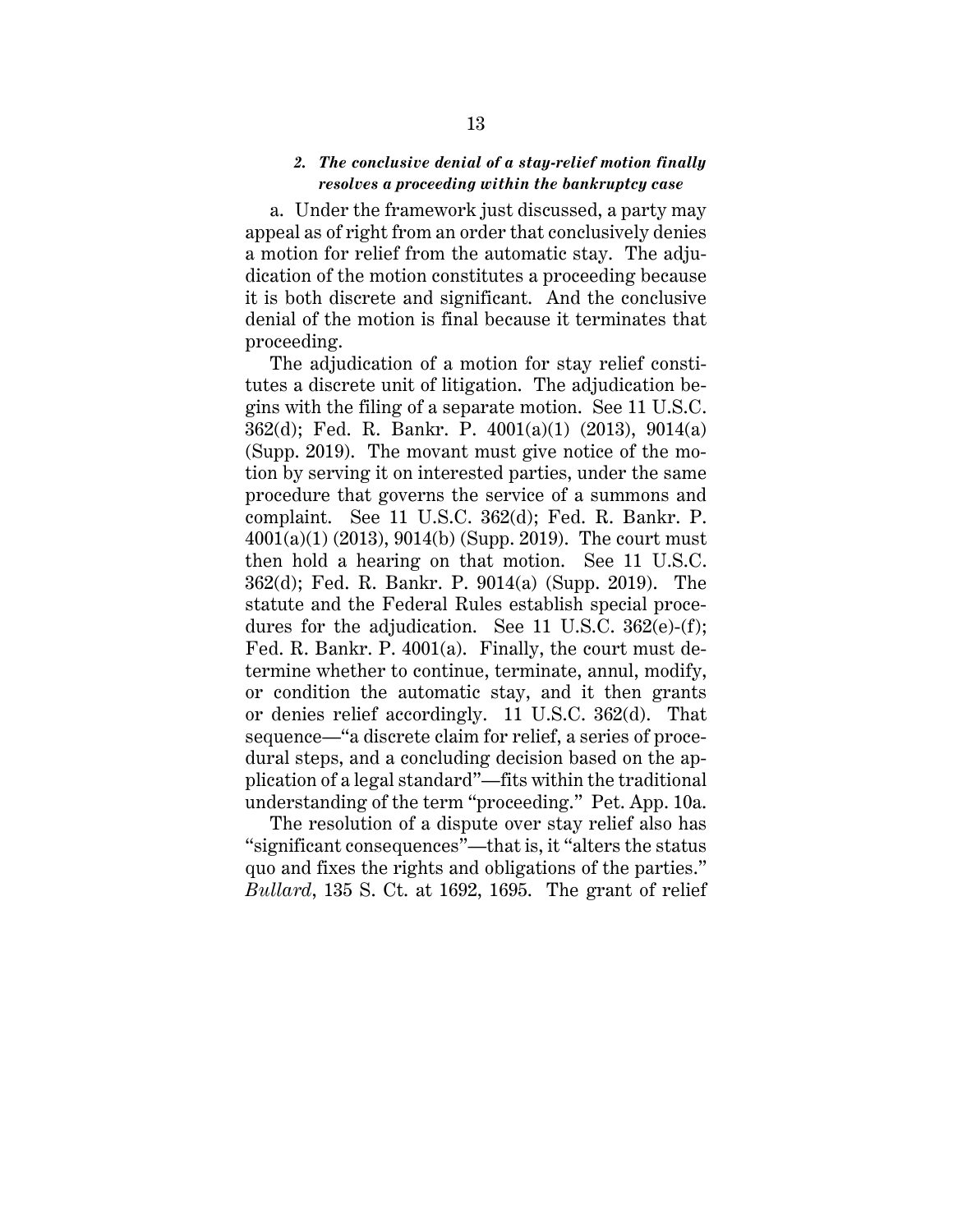#### *2. The conclusive denial of a stay-relief motion finally resolves a proceeding within the bankruptcy case*

a. Under the framework just discussed, a party may appeal as of right from an order that conclusively denies a motion for relief from the automatic stay. The adjudication of the motion constitutes a proceeding because it is both discrete and significant. And the conclusive denial of the motion is final because it terminates that proceeding.

The adjudication of a motion for stay relief constitutes a discrete unit of litigation. The adjudication begins with the filing of a separate motion. See 11 U.S.C. 362(d); Fed. R. Bankr. P. 4001(a)(1) (2013), 9014(a) (Supp. 2019). The movant must give notice of the motion by serving it on interested parties, under the same procedure that governs the service of a summons and complaint. See 11 U.S.C. 362(d); Fed. R. Bankr. P. 4001(a)(1) (2013), 9014(b) (Supp. 2019). The court must then hold a hearing on that motion. See 11 U.S.C. 362(d); Fed. R. Bankr. P. 9014(a) (Supp. 2019). The statute and the Federal Rules establish special procedures for the adjudication. See 11 U.S.C. 362(e)-(f); Fed. R. Bankr. P. 4001(a). Finally, the court must determine whether to continue, terminate, annul, modify, or condition the automatic stay, and it then grants or denies relief accordingly. 11 U.S.C. 362(d). That sequence—"a discrete claim for relief, a series of procedural steps, and a concluding decision based on the application of a legal standard"—fits within the traditional understanding of the term "proceeding." Pet. App. 10a.

The resolution of a dispute over stay relief also has "significant consequences"—that is, it "alters the status quo and fixes the rights and obligations of the parties." *Bullard*, 135 S. Ct. at 1692, 1695. The grant of relief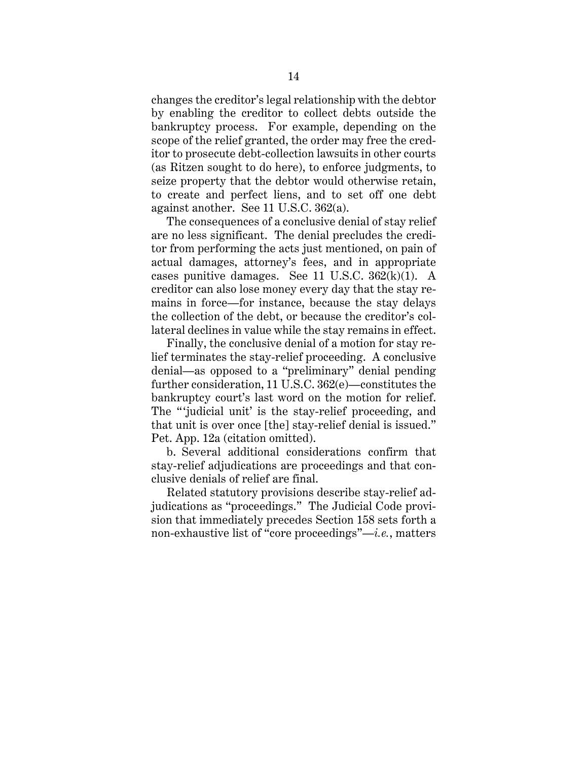changes the creditor's legal relationship with the debtor by enabling the creditor to collect debts outside the bankruptcy process. For example, depending on the scope of the relief granted, the order may free the creditor to prosecute debt-collection lawsuits in other courts (as Ritzen sought to do here), to enforce judgments, to seize property that the debtor would otherwise retain, to create and perfect liens, and to set off one debt against another. See 11 U.S.C. 362(a).

The consequences of a conclusive denial of stay relief are no less significant. The denial precludes the creditor from performing the acts just mentioned, on pain of actual damages, attorney's fees, and in appropriate cases punitive damages. See 11 U.S.C. 362(k)(1). A creditor can also lose money every day that the stay remains in force—for instance, because the stay delays the collection of the debt, or because the creditor's collateral declines in value while the stay remains in effect.

Finally, the conclusive denial of a motion for stay relief terminates the stay-relief proceeding. A conclusive denial—as opposed to a "preliminary" denial pending further consideration, 11 U.S.C. 362(e)—constitutes the bankruptcy court's last word on the motion for relief. The "'judicial unit' is the stay-relief proceeding, and that unit is over once [the] stay-relief denial is issued." Pet. App. 12a (citation omitted).

b. Several additional considerations confirm that stay-relief adjudications are proceedings and that conclusive denials of relief are final.

Related statutory provisions describe stay-relief adjudications as "proceedings." The Judicial Code provision that immediately precedes Section 158 sets forth a non-exhaustive list of "core proceedings"—*i.e.*, matters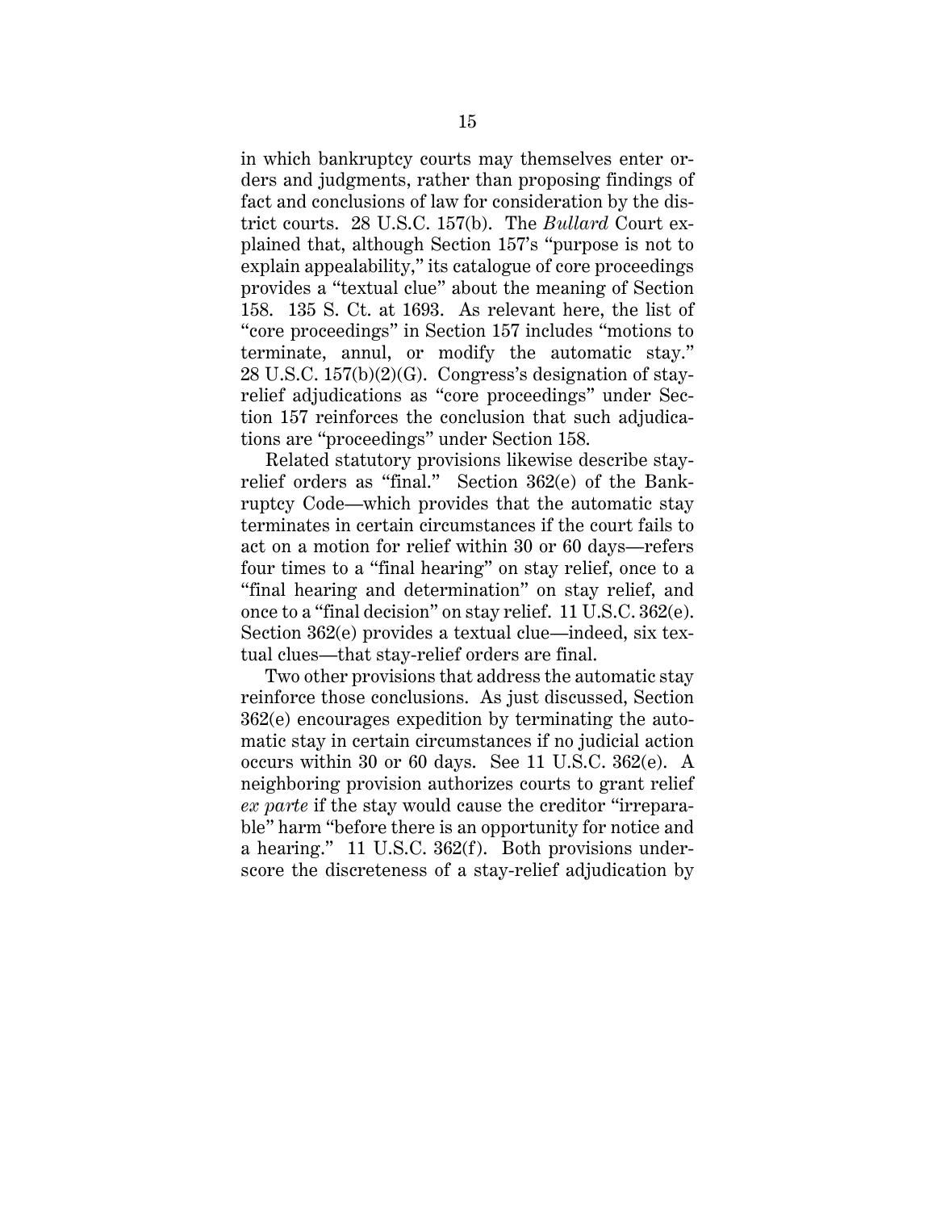in which bankruptcy courts may themselves enter orders and judgments, rather than proposing findings of fact and conclusions of law for consideration by the district courts. 28 U.S.C. 157(b). The *Bullard* Court explained that, although Section 157's "purpose is not to explain appealability," its catalogue of core proceedings provides a "textual clue" about the meaning of Section 158. 135 S. Ct. at 1693. As relevant here, the list of "core proceedings" in Section 157 includes "motions to terminate, annul, or modify the automatic stay." 28 U.S.C. 157(b)(2)(G). Congress's designation of stay-relief adjudications as "core proceedings" under Section 157 reinforces the conclusion that such adjudications are "proceedings" under Section 158.

Related statutory provisions likewise describe stay-relief orders as "final." Section 362(e) of the Bankruptcy Code—which provides that the automatic stay terminates in certain circumstances if the court fails to act on a motion for relief within 30 or 60 days—refers four times to a "final hearing" on stay relief, once to a "final hearing and determination" on stay relief, and once to a "final decision" on stay relief. 11 U.S.C. 362(e). Section 362(e) provides a textual clue—indeed, six textual clues—that stay-relief orders are final.

Two other provisions that address the automatic stay reinforce those conclusions. As just discussed, Section 362(e) encourages expedition by terminating the automatic stay in certain circumstances if no judicial action occurs within 30 or 60 days. See 11 U.S.C. 362(e). A neighboring provision authorizes courts to grant relief *ex parte* if the stay would cause the creditor "irreparable" harm "before there is an opportunity for notice and a hearing." 11 U.S.C. 362(f). Both provisions underscore the discreteness of a stay-relief adjudication by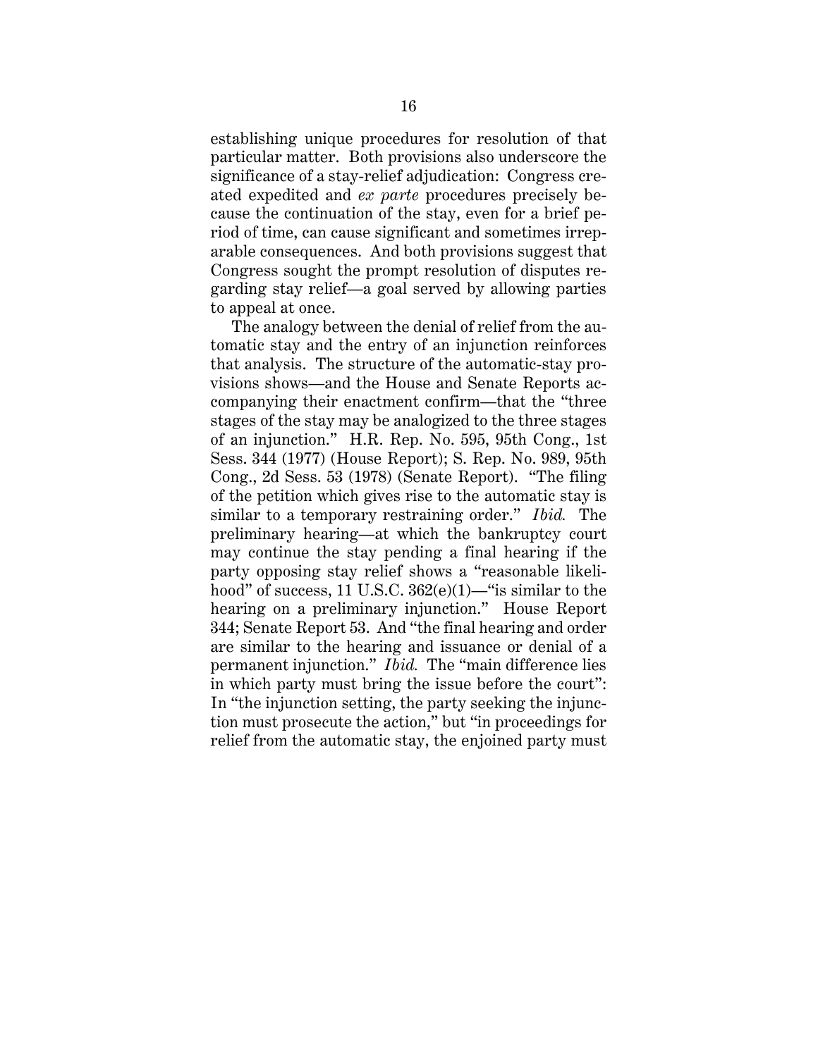establishing unique procedures for resolution of that particular matter. Both provisions also underscore the significance of a stay-relief adjudication: Congress created expedited and *ex parte* procedures precisely because the continuation of the stay, even for a brief period of time, can cause significant and sometimes irreparable consequences. And both provisions suggest that Congress sought the prompt resolution of disputes regarding stay relief—a goal served by allowing parties to appeal at once.

The analogy between the denial of relief from the automatic stay and the entry of an injunction reinforces that analysis. The structure of the automatic-stay provisions shows—and the House and Senate Reports accompanying their enactment confirm—that the "three stages of the stay may be analogized to the three stages of an injunction." H.R. Rep. No. 595, 95th Cong., 1st Sess. 344 (1977) (House Report); S. Rep. No. 989, 95th Cong., 2d Sess. 53 (1978) (Senate Report). "The filing of the petition which gives rise to the automatic stay is similar to a temporary restraining order." *Ibid.* The preliminary hearing—at which the bankruptcy court may continue the stay pending a final hearing if the party opposing stay relief shows a "reasonable likelihood" of success, 11 U.S.C. 362(e)(1)—"is similar to the hearing on a preliminary injunction." House Report 344; Senate Report 53. And "the final hearing and order are similar to the hearing and issuance or denial of a permanent injunction." *Ibid.* The "main difference lies in which party must bring the issue before the court": In "the injunction setting, the party seeking the injunction must prosecute the action," but "in proceedings for relief from the automatic stay, the enjoined party must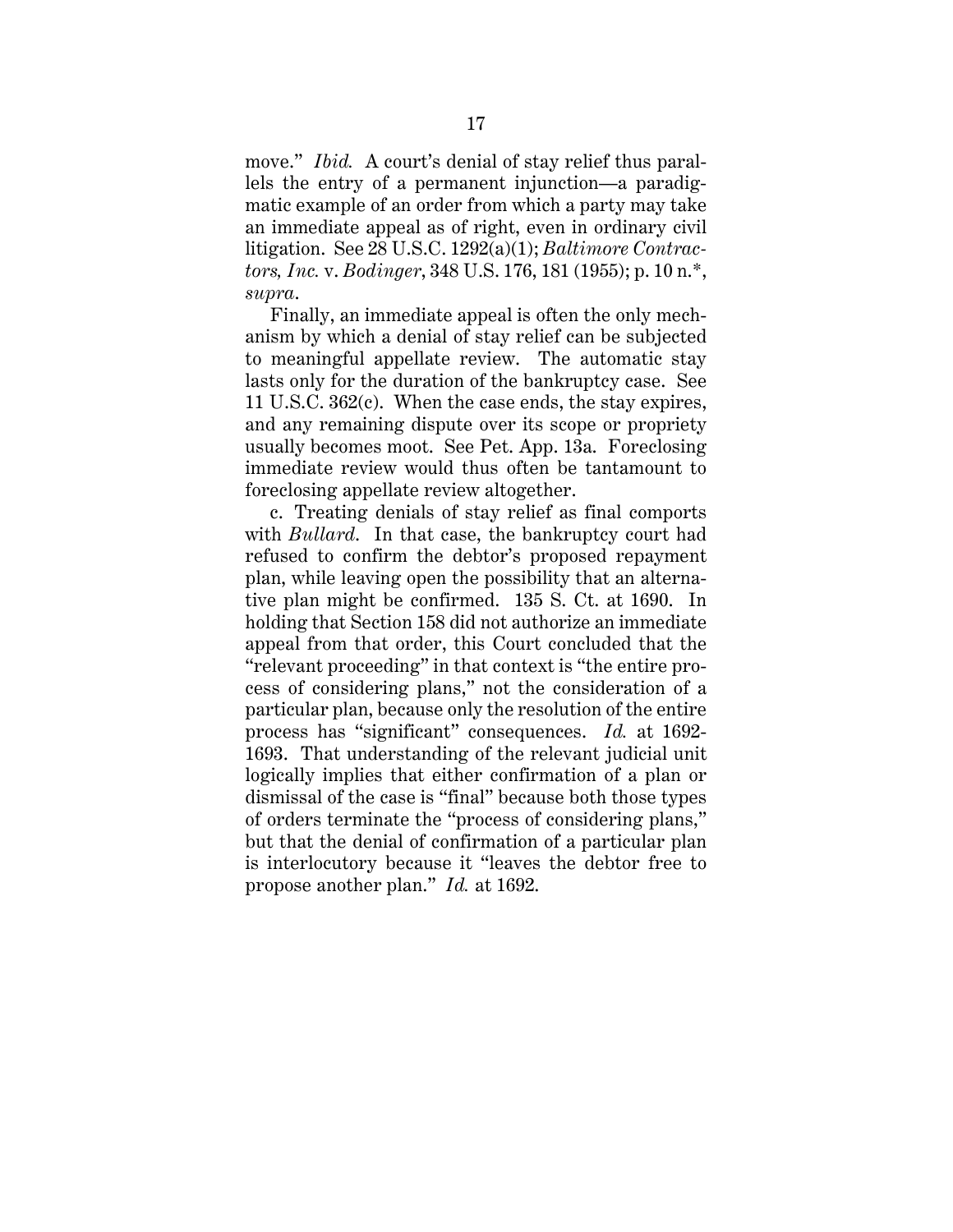move." *Ibid.* A court's denial of stay relief thus parallels the entry of a permanent injunction—a paradigmatic example of an order from which a party may take an immediate appeal as of right, even in ordinary civil litigation. See 28 U.S.C. 1292(a)(1); *Baltimore Contractors, Inc.* v. *Bodinger*, 348 U.S. 176, 181 (1955); p. 10 n.*, *supra*.

Finally, an immediate appeal is often the only mechanism by which a denial of stay relief can be subjected to meaningful appellate review. The automatic stay lasts only for the duration of the bankruptcy case. See 11 U.S.C. 362(c). When the case ends, the stay expires, and any remaining dispute over its scope or propriety usually becomes moot. See Pet. App. 13a. Foreclosing immediate review would thus often be tantamount to foreclosing appellate review altogether.

c. Treating denials of stay relief as final comports with *Bullard*. In that case, the bankruptcy court had refused to confirm the debtor's proposed repayment plan, while leaving open the possibility that an alternative plan might be confirmed. 135 S. Ct. at 1690. In holding that Section 158 did not authorize an immediate appeal from that order, this Court concluded that the "relevant proceeding" in that context is "the entire process of considering plans," not the consideration of a particular plan, because only the resolution of the entire process has "significant" consequences. *Id.* at 1692-1693. That understanding of the relevant judicial unit logically implies that either confirmation of a plan or dismissal of the case is "final" because both those types of orders terminate the "process of considering plans," but that the denial of confirmation of a particular plan is interlocutory because it "leaves the debtor free to propose another plan." *Id.* at 1692.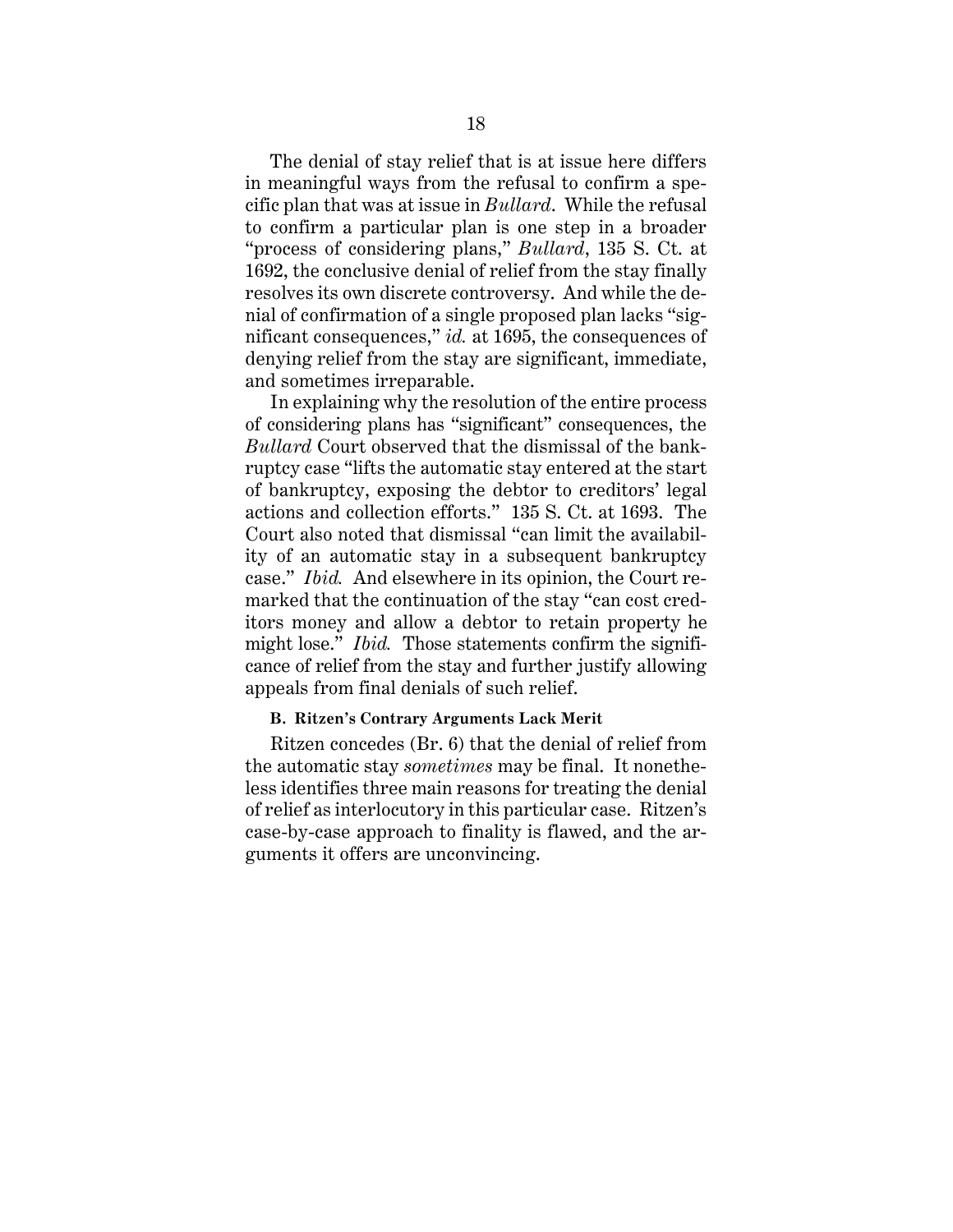The denial of stay relief that is at issue here differs in meaningful ways from the refusal to confirm a specific plan that was at issue in *Bullard*. While the refusal to confirm a particular plan is one step in a broader "process of considering plans," *Bullard*, 135 S. Ct. at 1692, the conclusive denial of relief from the stay finally resolves its own discrete controversy. And while the denial of confirmation of a single proposed plan lacks "significant consequences," *id.* at 1695, the consequences of denying relief from the stay are significant, immediate, and sometimes irreparable.

In explaining why the resolution of the entire process of considering plans has "significant" consequences, the *Bullard* Court observed that the dismissal of the bankruptcy case "lifts the automatic stay entered at the start of bankruptcy, exposing the debtor to creditors' legal actions and collection efforts." 135 S. Ct. at 1693. The Court also noted that dismissal "can limit the availability of an automatic stay in a subsequent bankruptcy case." *Ibid.* And elsewhere in its opinion, the Court remarked that the continuation of the stay "can cost creditors money and allow a debtor to retain property he might lose." *Ibid.* Those statements confirm the significance of relief from the stay and further justify allowing appeals from final denials of such relief.

**B. Ritzen's Contrary Arguments Lack Merit**

Ritzen concedes (Br. 6) that the denial of relief from the automatic stay *sometimes* may be final. It nonetheless identifies three main reasons for treating the denial of relief as interlocutory in this particular case. Ritzen's case-by-case approach to finality is flawed, and the arguments it offers are unconvincing.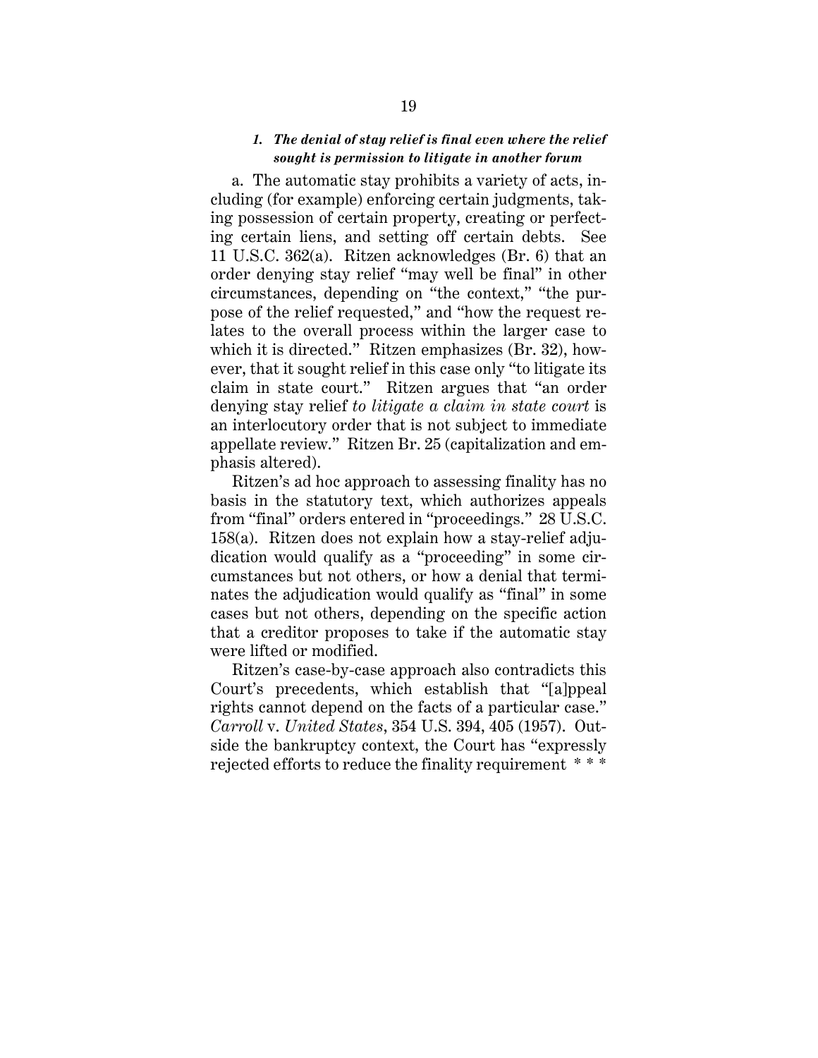### *1. The denial of stay relief is final even where the relief sought is permission to litigate in another forum*

a. The automatic stay prohibits a variety of acts, including (for example) enforcing certain judgments, taking possession of certain property, creating or perfecting certain liens, and setting off certain debts. See 11 U.S.C. 362(a). Ritzen acknowledges (Br. 6) that an order denying stay relief "may well be final" in other circumstances, depending on "the context," "the purpose of the relief requested," and "how the request relates to the overall process within the larger case to which it is directed." Ritzen emphasizes (Br. 32), however, that it sought relief in this case only "to litigate its claim in state court." Ritzen argues that "an order denying stay relief *to litigate a claim in state court* is an interlocutory order that is not subject to immediate appellate review." Ritzen Br. 25 (capitalization and emphasis altered).

Ritzen's ad hoc approach to assessing finality has no basis in the statutory text, which authorizes appeals from "final" orders entered in "proceedings." 28 U.S.C. 158(a). Ritzen does not explain how a stay-relief adjudication would qualify as a "proceeding" in some circumstances but not others, or how a denial that terminates the adjudication would qualify as "final" in some cases but not others, depending on the specific action that a creditor proposes to take if the automatic stay were lifted or modified.

Ritzen's case-by-case approach also contradicts this Court's precedents, which establish that "[a]ppeal rights cannot depend on the facts of a particular case." *Carroll* v. *United States*, 354 U.S. 394, 405 (1957). Outside the bankruptcy context, the Court has "expressly rejected efforts to reduce the finality requirement * * *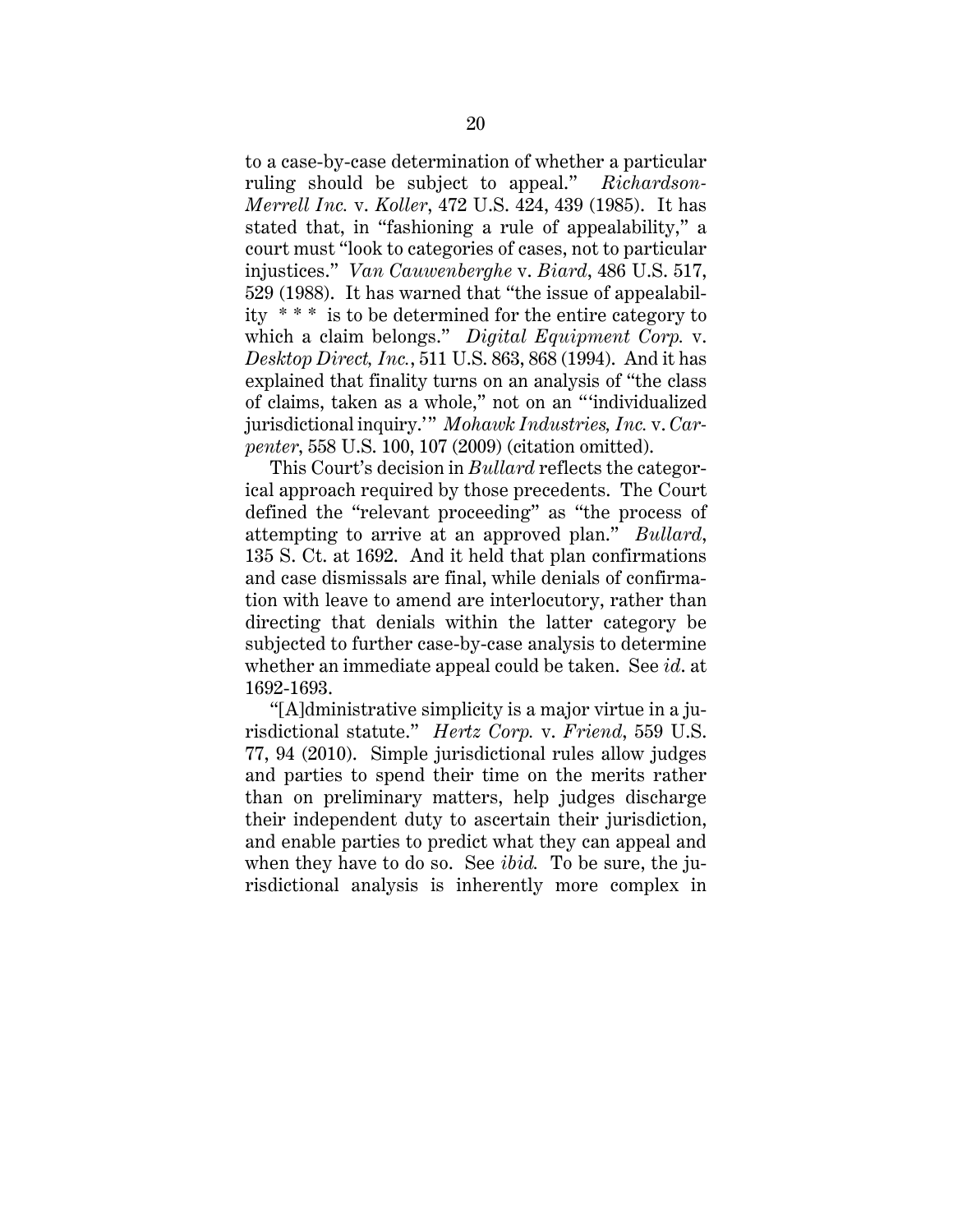to a case-by-case determination of whether a particular ruling should be subject to appeal." *Richardson-Merrell Inc.* v. *Koller*, 472 U.S. 424, 439 (1985). It has stated that, in "fashioning a rule of appealability," a court must "look to categories of cases, not to particular injustices." *Van Cauwenberghe* v. *Biard*, 486 U.S. 517, 529 (1988). It has warned that "the issue of appealability * * * is to be determined for the entire category to which a claim belongs." *Digital Equipment Corp.* v. *Desktop Direct, Inc.*, 511 U.S. 863, 868 (1994). And it has explained that finality turns on an analysis of "the class of claims, taken as a whole," not on an "'individualized jurisdictional inquiry.'" *Mohawk Industries, Inc.* v. *Carpenter*, 558 U.S. 100, 107 (2009) (citation omitted).

This Court's decision in *Bullard* reflects the categorical approach required by those precedents. The Court defined the "relevant proceeding" as "the process of attempting to arrive at an approved plan." *Bullard*, 135 S. Ct. at 1692. And it held that plan confirmations and case dismissals are final, while denials of confirmation with leave to amend are interlocutory, rather than directing that denials within the latter category be subjected to further case-by-case analysis to determine whether an immediate appeal could be taken. See *id*. at 1692-1693.

"[A]dministrative simplicity is a major virtue in a jurisdictional statute." *Hertz Corp.* v. *Friend*, 559 U.S. 77, 94 (2010). Simple jurisdictional rules allow judges and parties to spend their time on the merits rather than on preliminary matters, help judges discharge their independent duty to ascertain their jurisdiction, and enable parties to predict what they can appeal and when they have to do so. See *ibid.* To be sure, the jurisdictional analysis is inherently more complex in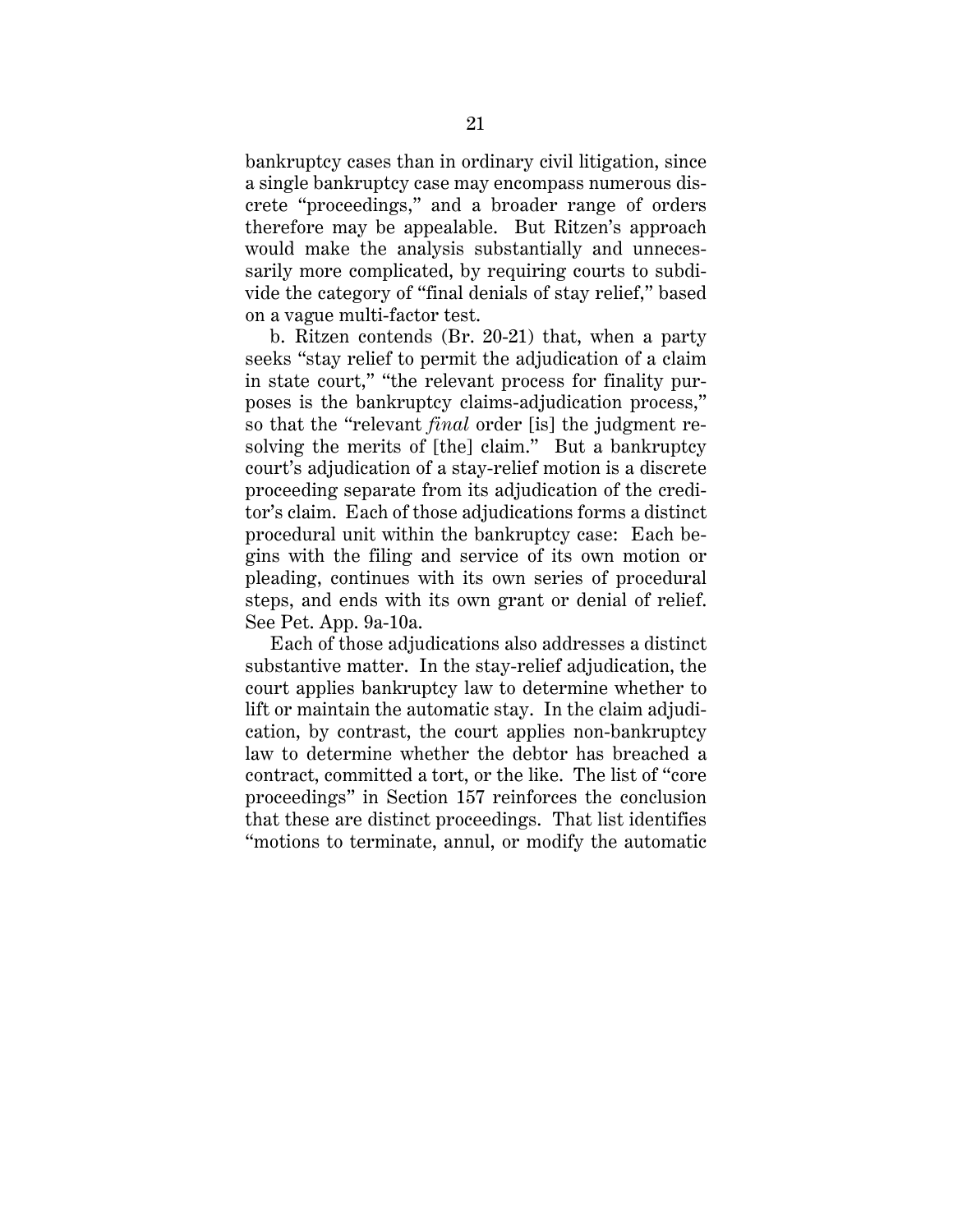bankruptcy cases than in ordinary civil litigation, since a single bankruptcy case may encompass numerous discrete "proceedings," and a broader range of orders therefore may be appealable. But Ritzen's approach would make the analysis substantially and unnecessarily more complicated, by requiring courts to subdivide the category of "final denials of stay relief," based on a vague multi-factor test.

b. Ritzen contends (Br. 20-21) that, when a party seeks "stay relief to permit the adjudication of a claim in state court," "the relevant process for finality purposes is the bankruptcy claims-adjudication process," so that the "relevant *final* order [is] the judgment resolving the merits of [the] claim." But a bankruptcy court's adjudication of a stay-relief motion is a discrete proceeding separate from its adjudication of the creditor's claim. Each of those adjudications forms a distinct procedural unit within the bankruptcy case: Each begins with the filing and service of its own motion or pleading, continues with its own series of procedural steps, and ends with its own grant or denial of relief. See Pet. App. 9a-10a.

Each of those adjudications also addresses a distinct substantive matter. In the stay-relief adjudication, the court applies bankruptcy law to determine whether to lift or maintain the automatic stay. In the claim adjudication, by contrast, the court applies non-bankruptcy law to determine whether the debtor has breached a contract, committed a tort, or the like. The list of "core proceedings" in Section 157 reinforces the conclusion that these are distinct proceedings. That list identifies "motions to terminate, annul, or modify the automatic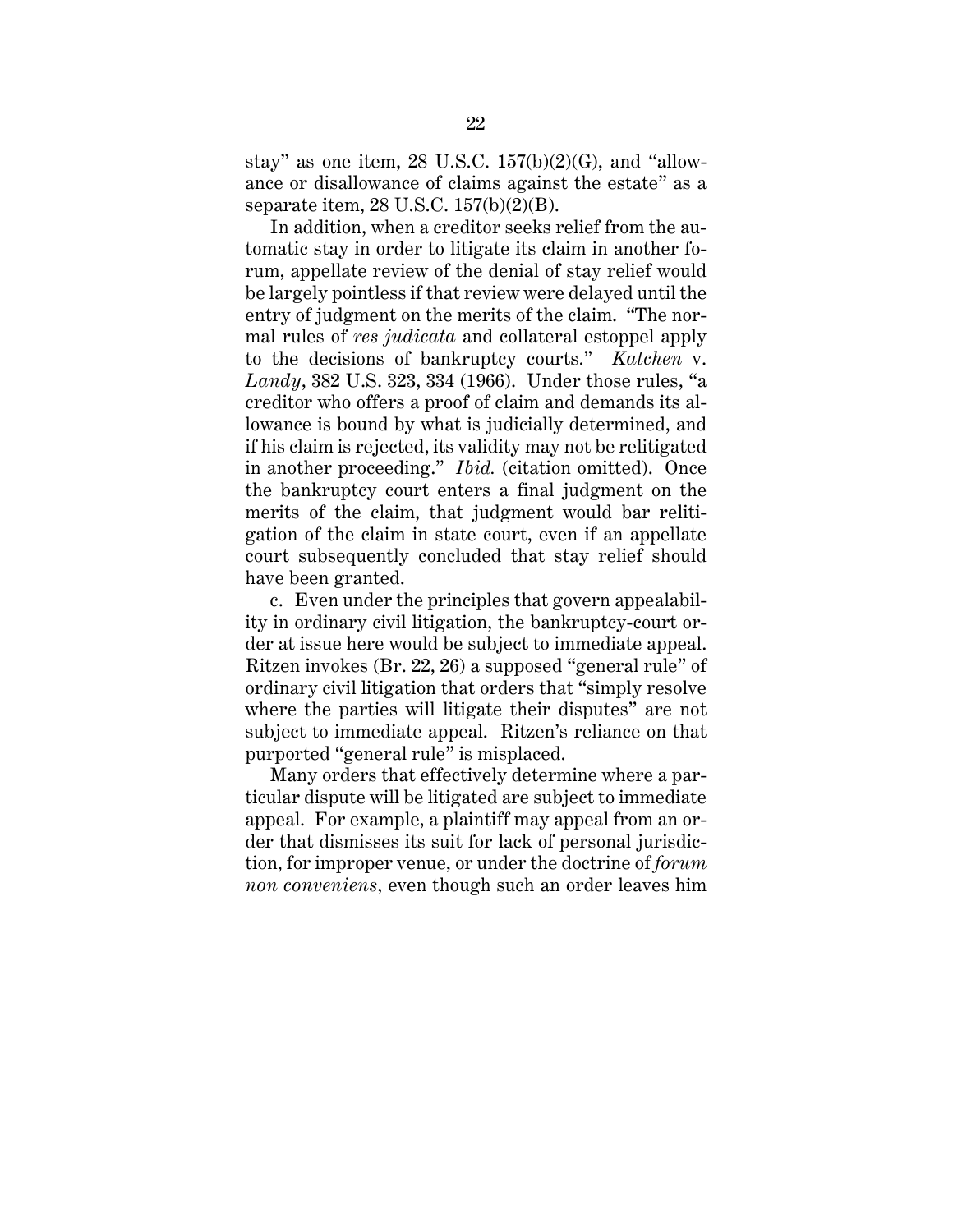stay" as one item, 28 U.S.C. 157(b)(2)(G), and "allowance or disallowance of claims against the estate" as a separate item, 28 U.S.C. 157(b)(2)(B).

In addition, when a creditor seeks relief from the automatic stay in order to litigate its claim in another forum, appellate review of the denial of stay relief would be largely pointless if that review were delayed until the entry of judgment on the merits of the claim. "The normal rules of *res judicata* and collateral estoppel apply to the decisions of bankruptcy courts." *Katchen* v. *Landy*, 382 U.S. 323, 334 (1966). Under those rules, "a creditor who offers a proof of claim and demands its allowance is bound by what is judicially determined, and if his claim is rejected, its validity may not be relitigated in another proceeding." *Ibid.* (citation omitted). Once the bankruptcy court enters a final judgment on the merits of the claim, that judgment would bar relitigation of the claim in state court, even if an appellate court subsequently concluded that stay relief should have been granted.

c. Even under the principles that govern appealability in ordinary civil litigation, the bankruptcy-court order at issue here would be subject to immediate appeal. Ritzen invokes (Br. 22, 26) a supposed "general rule" of ordinary civil litigation that orders that "simply resolve where the parties will litigate their disputes" are not subject to immediate appeal. Ritzen's reliance on that purported "general rule" is misplaced.

Many orders that effectively determine where a particular dispute will be litigated are subject to immediate appeal. For example, a plaintiff may appeal from an order that dismisses its suit for lack of personal jurisdiction, for improper venue, or under the doctrine of *forum non conveniens*, even though such an order leaves him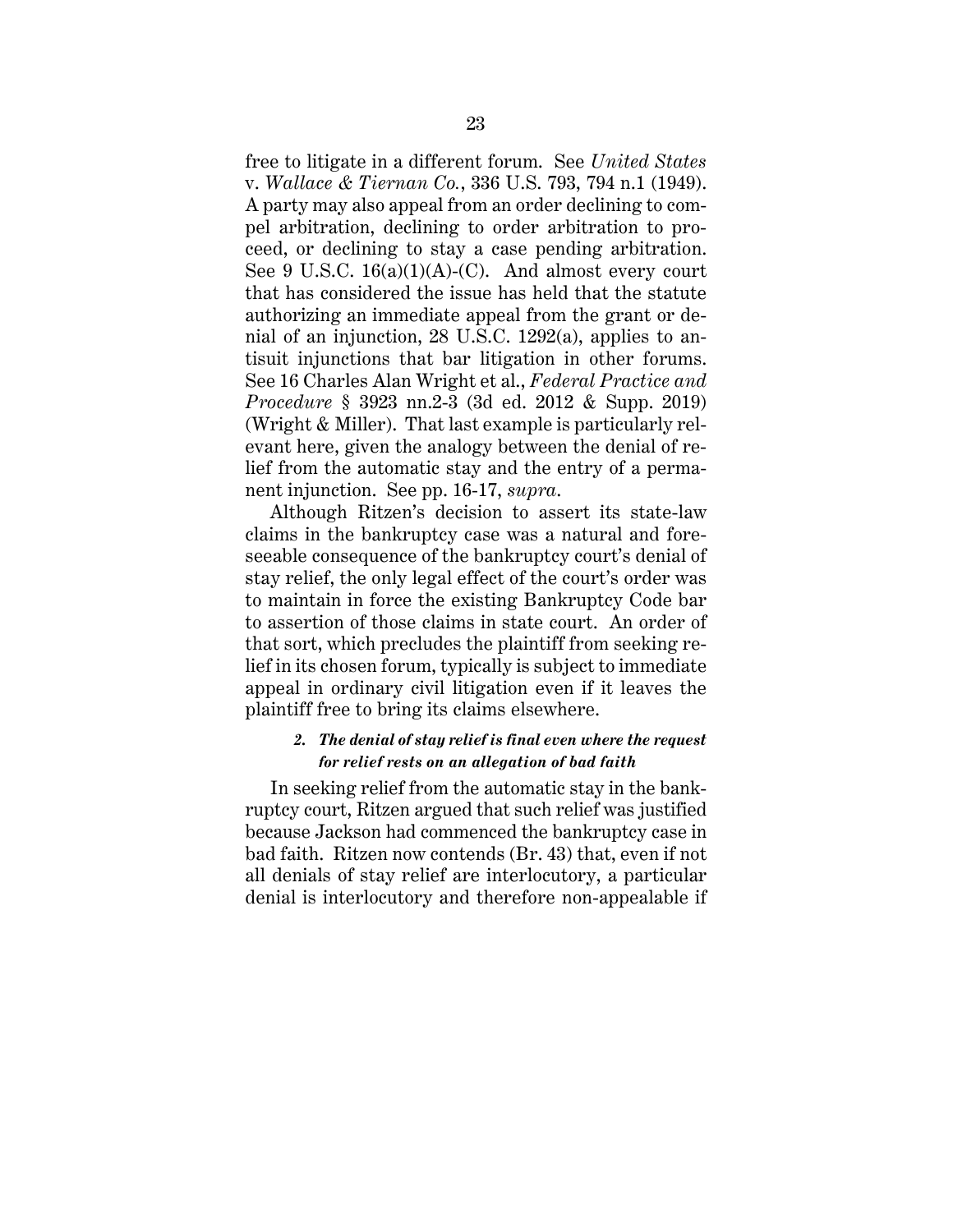free to litigate in a different forum. See *United States* v. *Wallace & Tiernan Co.*, 336 U.S. 793, 794 n.1 (1949). A party may also appeal from an order declining to compel arbitration, declining to order arbitration to proceed, or declining to stay a case pending arbitration. See 9 U.S.C. 16(a)(1)(A)-(C). And almost every court that has considered the issue has held that the statute authorizing an immediate appeal from the grant or denial of an injunction, 28 U.S.C. 1292(a), applies to antisuit injunctions that bar litigation in other forums. See 16 Charles Alan Wright et al., *Federal Practice and Procedure* § 3923 nn.2-3 (3d ed. 2012 & Supp. 2019) (Wright & Miller). That last example is particularly relevant here, given the analogy between the denial of relief from the automatic stay and the entry of a permanent injunction. See pp. 16-17, *supra*.

Although Ritzen's decision to assert its state-law claims in the bankruptcy case was a natural and foreseeable consequence of the bankruptcy court's denial of stay relief, the only legal effect of the court's order was to maintain in force the existing Bankruptcy Code bar to assertion of those claims in state court. An order of that sort, which precludes the plaintiff from seeking relief in its chosen forum, typically is subject to immediate appeal in ordinary civil litigation even if it leaves the plaintiff free to bring its claims elsewhere.

#### *2. The denial of stay relief is final even where the request for relief rests on an allegation of bad faith*

In seeking relief from the automatic stay in the bankruptcy court, Ritzen argued that such relief was justified because Jackson had commenced the bankruptcy case in bad faith. Ritzen now contends (Br. 43) that, even if not all denials of stay relief are interlocutory, a particular denial is interlocutory and therefore non-appealable if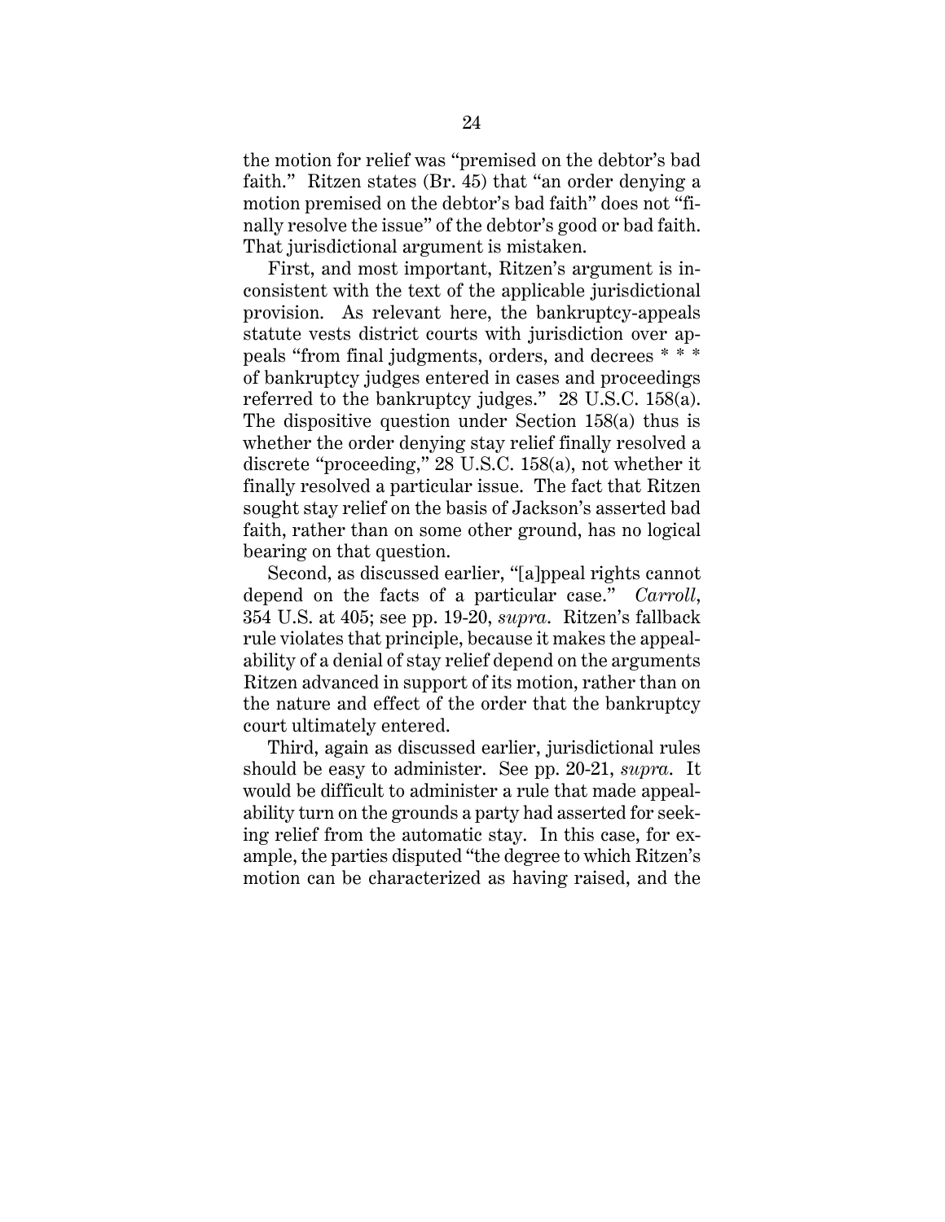the motion for relief was "premised on the debtor's bad faith." Ritzen states (Br. 45) that "an order denying a motion premised on the debtor's bad faith" does not "finally resolve the issue" of the debtor's good or bad faith. That jurisdictional argument is mistaken.

First, and most important, Ritzen's argument is inconsistent with the text of the applicable jurisdictional provision. As relevant here, the bankruptcy-appeals statute vests district courts with jurisdiction over appeals "from final judgments, orders, and decrees * * * of bankruptcy judges entered in cases and proceedings referred to the bankruptcy judges." 28 U.S.C. 158(a). The dispositive question under Section 158(a) thus is whether the order denying stay relief finally resolved a discrete "proceeding," 28 U.S.C. 158(a), not whether it finally resolved a particular issue. The fact that Ritzen sought stay relief on the basis of Jackson's asserted bad faith, rather than on some other ground, has no logical bearing on that question.

Second, as discussed earlier, "[a]ppeal rights cannot depend on the facts of a particular case." *Carroll*, 354 U.S. at 405; see pp. 19-20, *supra*. Ritzen's fallback rule violates that principle, because it makes the appealability of a denial of stay relief depend on the arguments Ritzen advanced in support of its motion, rather than on the nature and effect of the order that the bankruptcy court ultimately entered.

Third, again as discussed earlier, jurisdictional rules should be easy to administer. See pp. 20-21, *supra*. It would be difficult to administer a rule that made appealability turn on the grounds a party had asserted for seeking relief from the automatic stay. In this case, for example, the parties disputed "the degree to which Ritzen's motion can be characterized as having raised, and the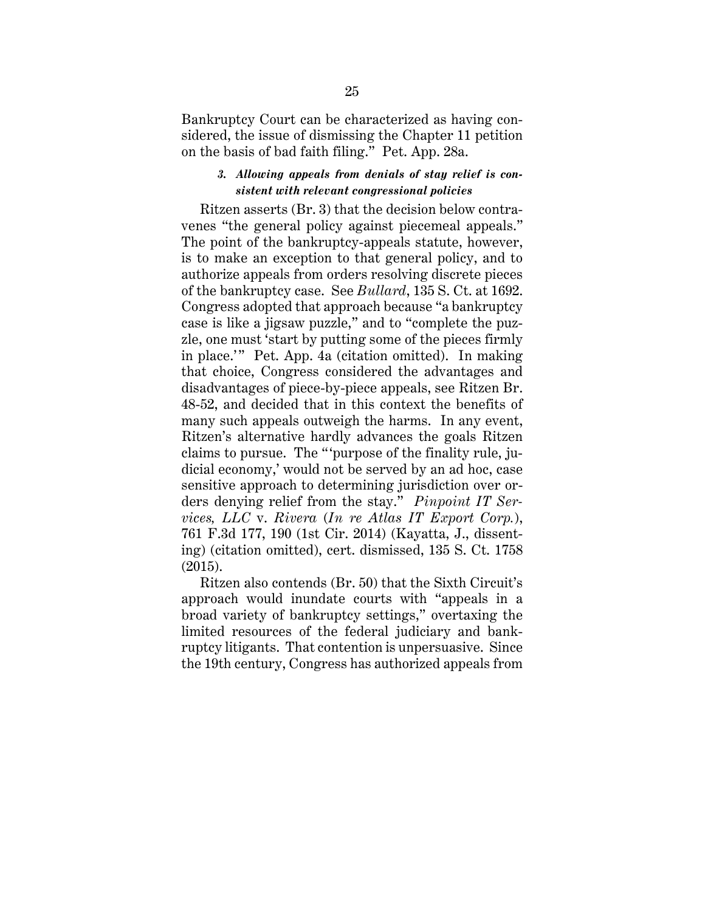Bankruptcy Court can be characterized as having considered, the issue of dismissing the Chapter 11 petition on the basis of bad faith filing." Pet. App. 28a.

### *3. Allowing appeals from denials of stay relief is consistent with relevant congressional policies*

Ritzen asserts (Br. 3) that the decision below contravenes "the general policy against piecemeal appeals." The point of the bankruptcy-appeals statute, however, is to make an exception to that general policy, and to authorize appeals from orders resolving discrete pieces of the bankruptcy case. See *Bullard*, 135 S. Ct. at 1692. Congress adopted that approach because "a bankruptcy case is like a jigsaw puzzle," and to "complete the puzzle, one must 'start by putting some of the pieces firmly in place.'" Pet. App. 4a (citation omitted). In making that choice, Congress considered the advantages and disadvantages of piece-by-piece appeals, see Ritzen Br. 48-52, and decided that in this context the benefits of many such appeals outweigh the harms. In any event, Ritzen's alternative hardly advances the goals Ritzen claims to pursue. The "'purpose of the finality rule, judicial economy,' would not be served by an ad hoc, case sensitive approach to determining jurisdiction over orders denying relief from the stay." *Pinpoint IT Services, LLC* v. *Rivera* (*In re Atlas IT Export Corp.*), 761 F.3d 177, 190 (1st Cir. 2014) (Kayatta, J., dissenting) (citation omitted), cert. dismissed, 135 S. Ct. 1758 (2015).

Ritzen also contends (Br. 50) that the Sixth Circuit's approach would inundate courts with "appeals in a broad variety of bankruptcy settings," overtaxing the limited resources of the federal judiciary and bankruptcy litigants. That contention is unpersuasive. Since the 19th century, Congress has authorized appeals from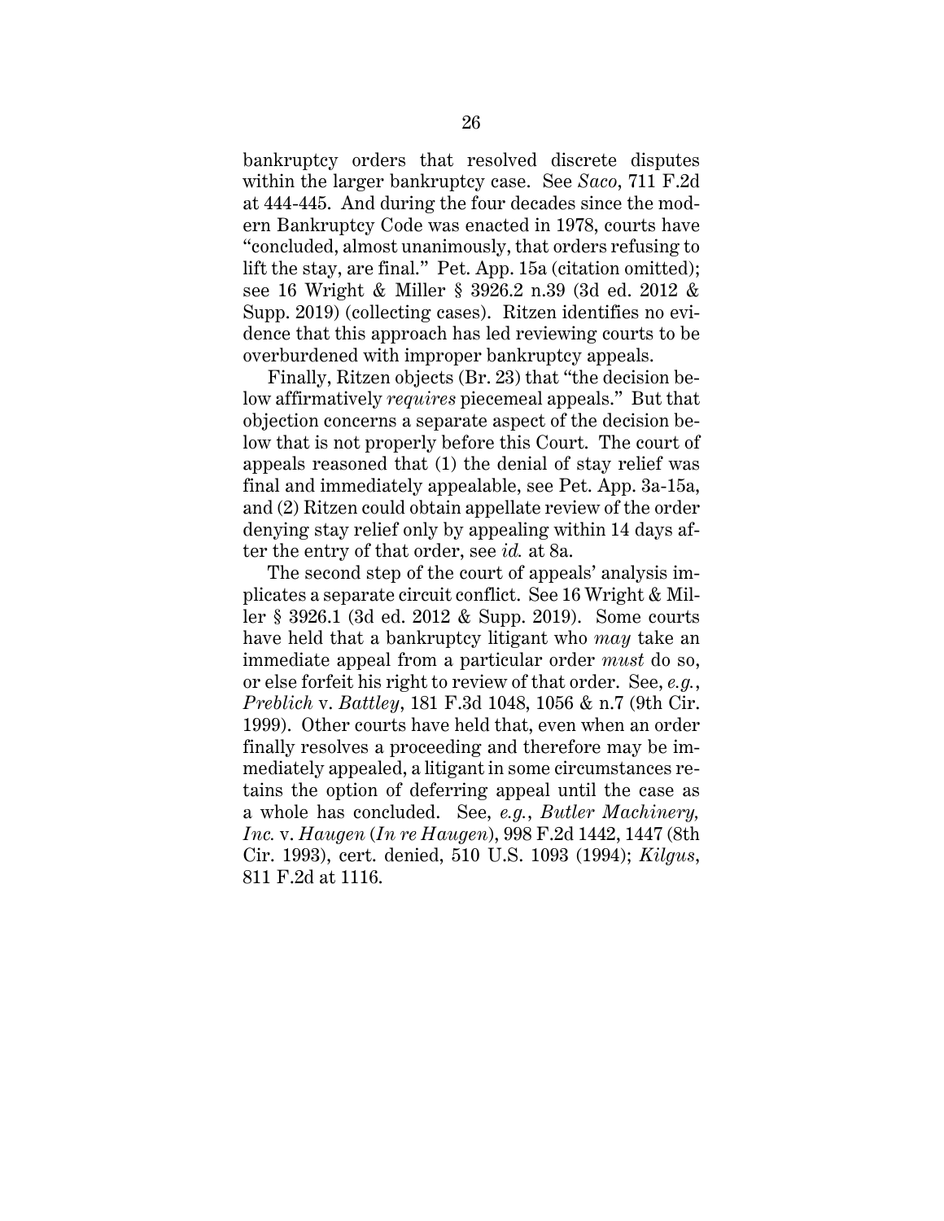bankruptcy orders that resolved discrete disputes within the larger bankruptcy case. See *Saco*, 711 F.2d at 444-445. And during the four decades since the modern Bankruptcy Code was enacted in 1978, courts have "concluded, almost unanimously, that orders refusing to lift the stay, are final." Pet. App. 15a (citation omitted); see 16 Wright & Miller § 3926.2 n.39 (3d ed. 2012 & Supp. 2019) (collecting cases). Ritzen identifies no evidence that this approach has led reviewing courts to be overburdened with improper bankruptcy appeals.

Finally, Ritzen objects (Br. 23) that "the decision below affirmatively *requires* piecemeal appeals." But that objection concerns a separate aspect of the decision below that is not properly before this Court. The court of appeals reasoned that (1) the denial of stay relief was final and immediately appealable, see Pet. App. 3a-15a, and (2) Ritzen could obtain appellate review of the order denying stay relief only by appealing within 14 days after the entry of that order, see *id.* at 8a.

The second step of the court of appeals' analysis implicates a separate circuit conflict. See 16 Wright & Miller § 3926.1 (3d ed. 2012 & Supp. 2019). Some courts have held that a bankruptcy litigant who *may* take an immediate appeal from a particular order *must* do so, or else forfeit his right to review of that order. See, *e.g.*, *Preblich* v. *Battley*, 181 F.3d 1048, 1056 & n.7 (9th Cir. 1999). Other courts have held that, even when an order finally resolves a proceeding and therefore may be immediately appealed, a litigant in some circumstances retains the option of deferring appeal until the case as a whole has concluded. See, *e.g.*, *Butler Machinery, Inc.* v. *Haugen* (*In re Haugen*), 998 F.2d 1442, 1447 (8th Cir. 1993), cert. denied, 510 U.S. 1093 (1994); *Kilgus*, 811 F.2d at 1116.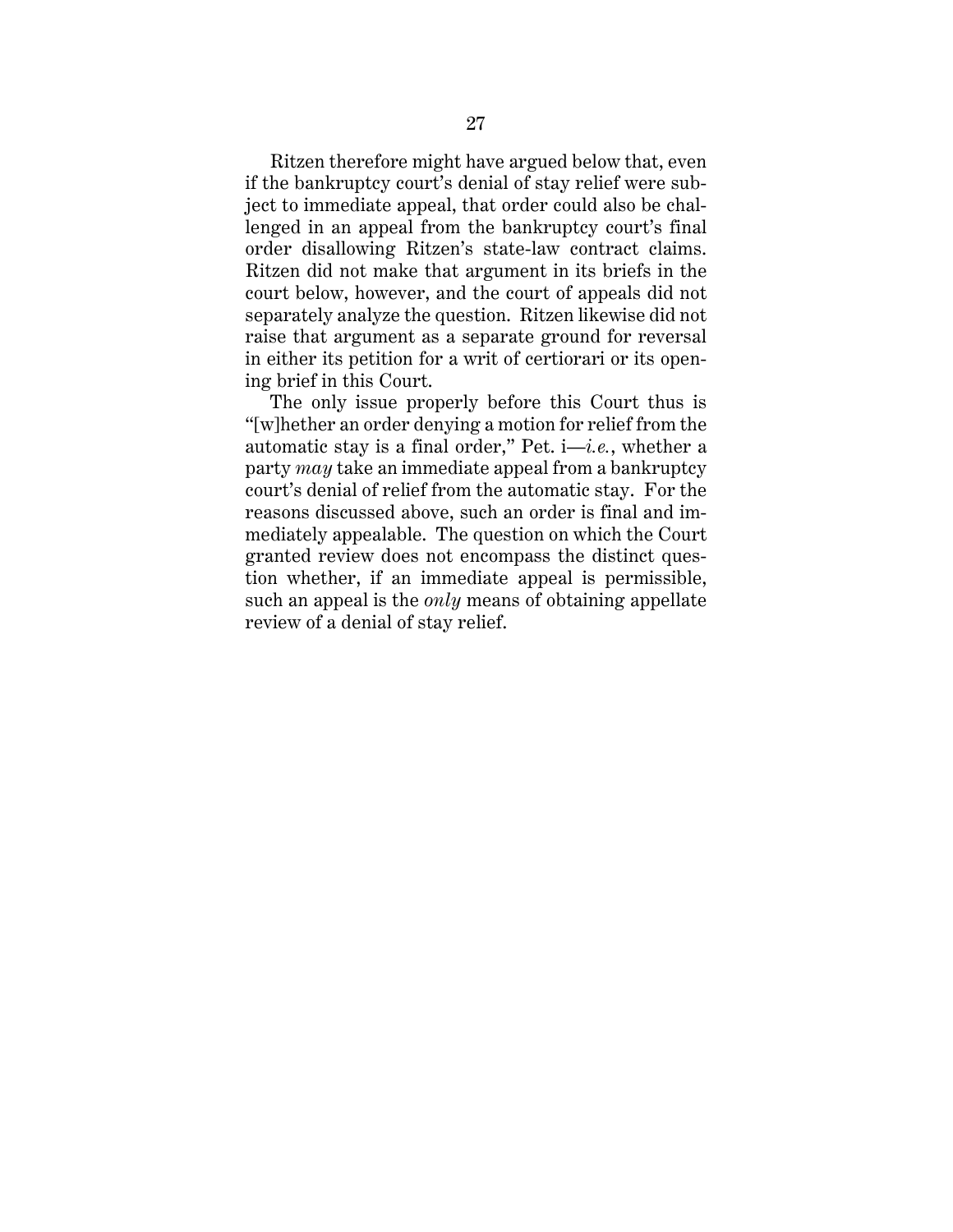Ritzen therefore might have argued below that, even if the bankruptcy court's denial of stay relief were subject to immediate appeal, that order could also be challenged in an appeal from the bankruptcy court's final order disallowing Ritzen's state-law contract claims. Ritzen did not make that argument in its briefs in the court below, however, and the court of appeals did not separately analyze the question. Ritzen likewise did not raise that argument as a separate ground for reversal in either its petition for a writ of certiorari or its opening brief in this Court.

The only issue properly before this Court thus is "[w]hether an order denying a motion for relief from the automatic stay is a final order," Pet. i—*i.e.*, whether a party *may* take an immediate appeal from a bankruptcy court's denial of relief from the automatic stay. For the reasons discussed above, such an order is final and immediately appealable. The question on which the Court granted review does not encompass the distinct question whether, if an immediate appeal is permissible, such an appeal is the *only* means of obtaining appellate review of a denial of stay relief.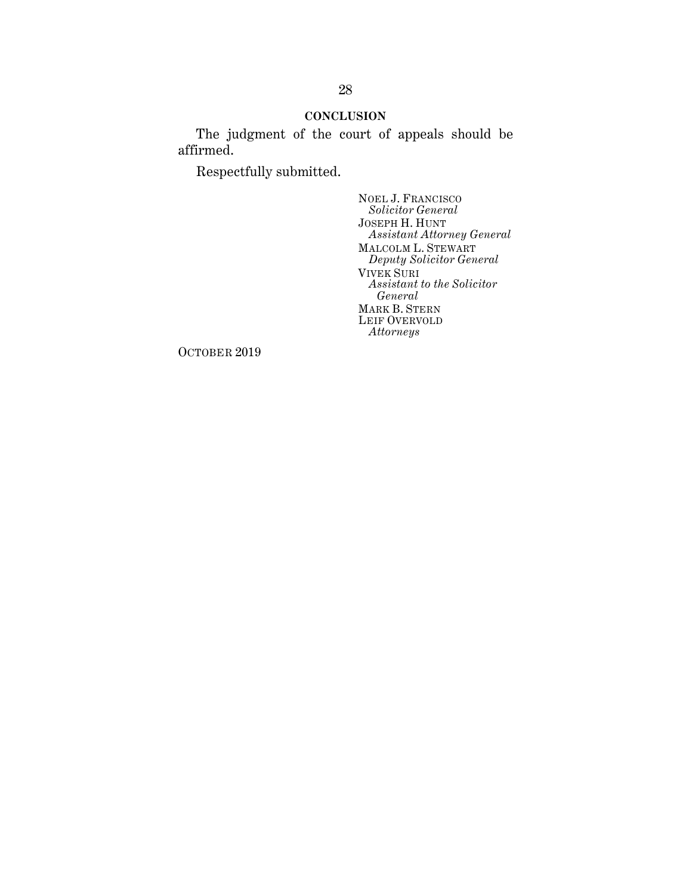## CONCLUSION

The judgment of the court of appeals should be affirmed.

Respectfully submitted.

NOEL J. FRANCISCO
*Solicitor General*
JOSEPH H. HUNT
*Assistant Attorney General*
MALCOLM L. STEWART
*Deputy Solicitor General*
VIVEK SURI
*Assistant to the Solicitor General*
MARK B. STERN
LEIF OVERVOLD
*Attorneys*

OCTOBER 2019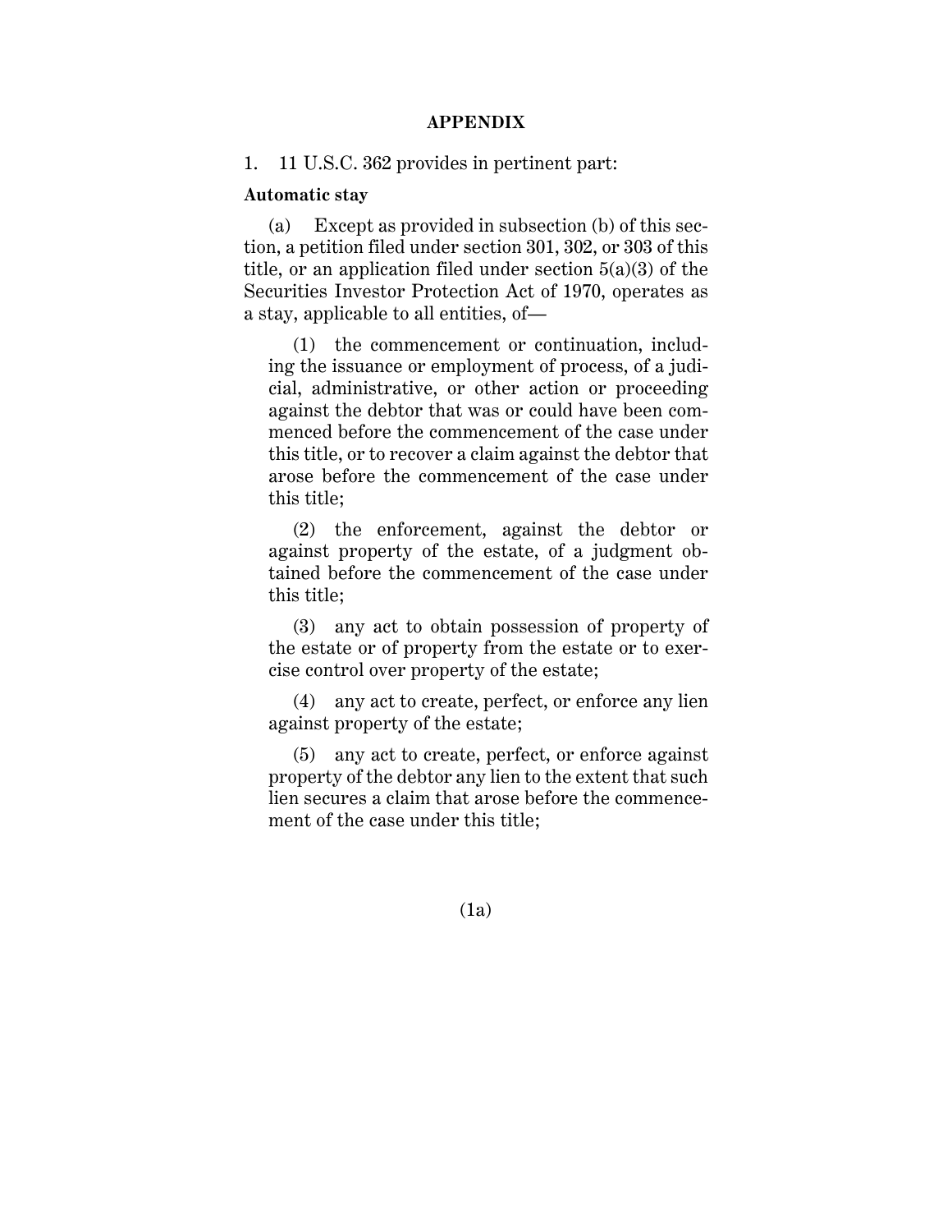# APPENDIX

1. 11 U.S.C. 362 provides in pertinent part:

**Automatic stay**

(a) Except as provided in subsection (b) of this section, a petition filed under section 301, 302, or 303 of this title, or an application filed under section 5(a)(3) of the Securities Investor Protection Act of 1970, operates as a stay, applicable to all entities, of—

(1) the commencement or continuation, including the issuance or employment of process, of a judicial, administrative, or other action or proceeding against the debtor that was or could have been commenced before the commencement of the case under this title, or to recover a claim against the debtor that arose before the commencement of the case under this title;

(2) the enforcement, against the debtor or against property of the estate, of a judgment obtained before the commencement of the case under this title;

(3) any act to obtain possession of property of the estate or of property from the estate or to exercise control over property of the estate;

(4) any act to create, perfect, or enforce any lien against property of the estate;

(5) any act to create, perfect, or enforce against property of the debtor any lien to the extent that such lien secures a claim that arose before the commencement of the case under this title;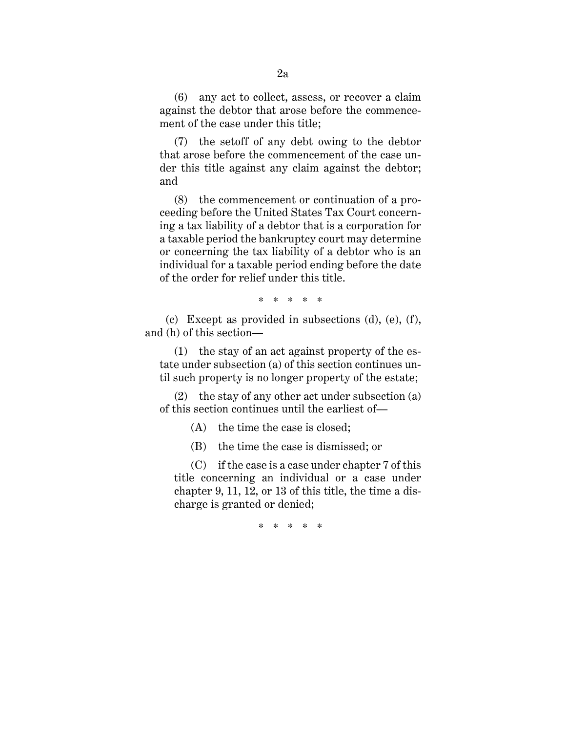(6) any act to collect, assess, or recover a claim against the debtor that arose before the commencement of the case under this title;

(7) the setoff of any debt owing to the debtor that arose before the commencement of the case under this title against any claim against the debtor; and

(8) the commencement or continuation of a proceeding before the United States Tax Court concerning a tax liability of a debtor that is a corporation for a taxable period the bankruptcy court may determine or concerning the tax liability of a debtor who is an individual for a taxable period ending before the date of the order for relief under this title.

\* \* \* \* \*

(c) Except as provided in subsections (d), (e), (f), and (h) of this section—

(1) the stay of an act against property of the estate under subsection (a) of this section continues until such property is no longer property of the estate;

(2) the stay of any other act under subsection (a) of this section continues until the earliest of—

(A) the time the case is closed;

(B) the time the case is dismissed; or

(C) if the case is a case under chapter 7 of this title concerning an individual or a case under chapter 9, 11, 12, or 13 of this title, the time a discharge is granted or denied;

\* \* \* \* \*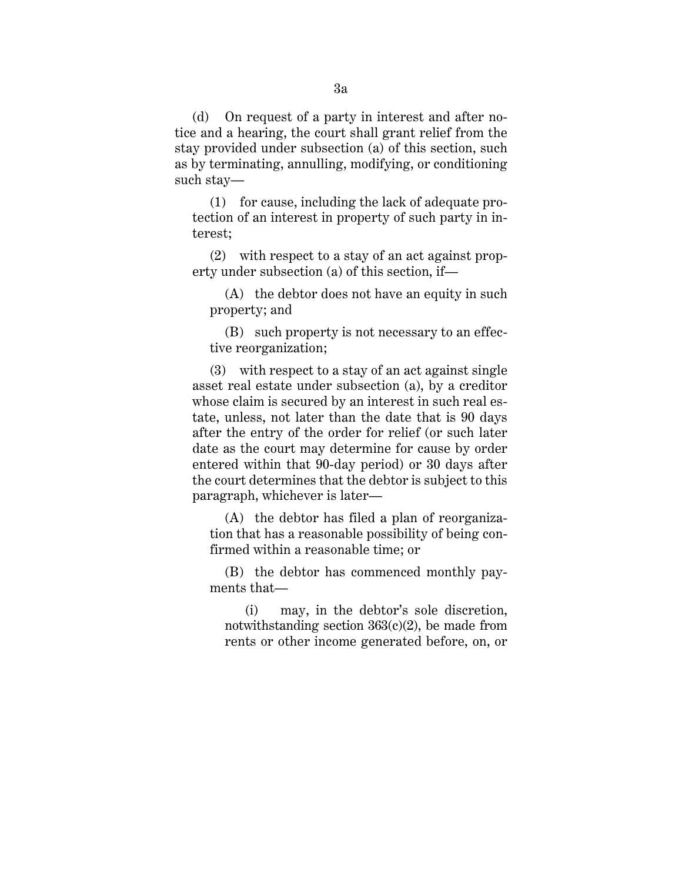(d) On request of a party in interest and after notice and a hearing, the court shall grant relief from the stay provided under subsection (a) of this section, such as by terminating, annulling, modifying, or conditioning such stay—

(1) for cause, including the lack of adequate protection of an interest in property of such party in interest;

(2) with respect to a stay of an act against property under subsection (a) of this section, if—

(A) the debtor does not have an equity in such property; and

(B) such property is not necessary to an effective reorganization;

(3) with respect to a stay of an act against single asset real estate under subsection (a), by a creditor whose claim is secured by an interest in such real estate, unless, not later than the date that is 90 days after the entry of the order for relief (or such later date as the court may determine for cause by order entered within that 90-day period) or 30 days after the court determines that the debtor is subject to this paragraph, whichever is later—

(A) the debtor has filed a plan of reorganization that has a reasonable possibility of being confirmed within a reasonable time; or

(B) the debtor has commenced monthly payments that—

(i) may, in the debtor's sole discretion, notwithstanding section 363(c)(2), be made from rents or other income generated before, on, or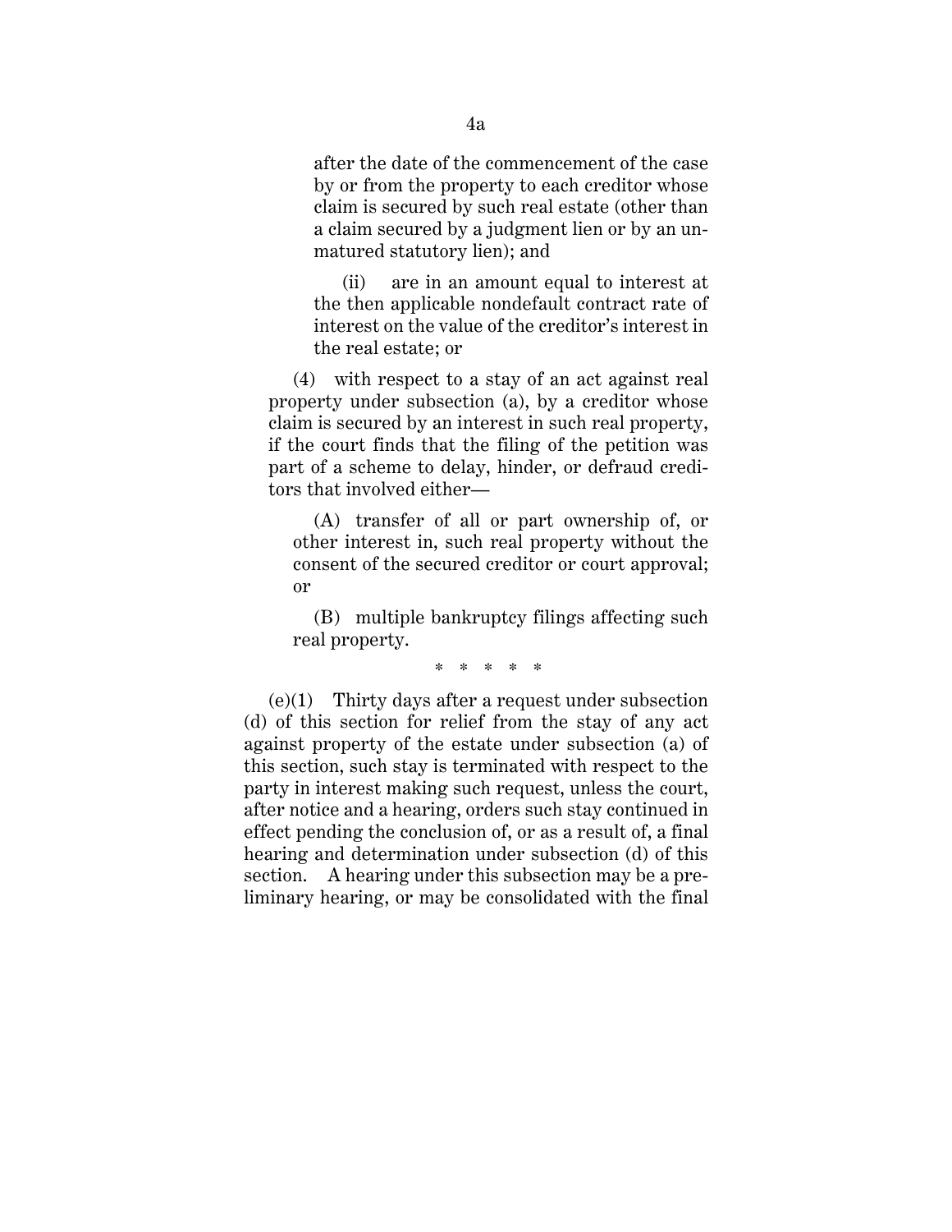after the date of the commencement of the case by or from the property to each creditor whose claim is secured by such real estate (other than a claim secured by a judgment lien or by an unmatured statutory lien); and

(ii) are in an amount equal to interest at the then applicable nondefault contract rate of interest on the value of the creditor's interest in the real estate; or

(4) with respect to a stay of an act against real property under subsection (a), by a creditor whose claim is secured by an interest in such real property, if the court finds that the filing of the petition was part of a scheme to delay, hinder, or defraud creditors that involved either—

(A) transfer of all or part ownership of, or other interest in, such real property without the consent of the secured creditor or court approval; or

(B) multiple bankruptcy filings affecting such real property.

\* \* \* \* \*

(e)(1) Thirty days after a request under subsection (d) of this section for relief from the stay of any act against property of the estate under subsection (a) of this section, such stay is terminated with respect to the party in interest making such request, unless the court, after notice and a hearing, orders such stay continued in effect pending the conclusion of, or as a result of, a final hearing and determination under subsection (d) of this section. A hearing under this subsection may be a preliminary hearing, or may be consolidated with the final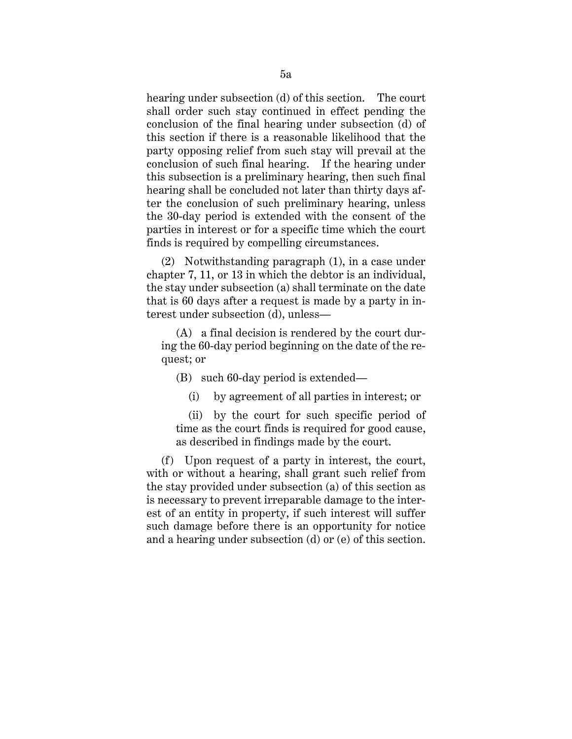hearing under subsection (d) of this section. The court shall order such stay continued in effect pending the conclusion of the final hearing under subsection (d) of this section if there is a reasonable likelihood that the party opposing relief from such stay will prevail at the conclusion of such final hearing. If the hearing under this subsection is a preliminary hearing, then such final hearing shall be concluded not later than thirty days after the conclusion of such preliminary hearing, unless the 30-day period is extended with the consent of the parties in interest or for a specific time which the court finds is required by compelling circumstances.

(2) Notwithstanding paragraph (1), in a case under chapter 7, 11, or 13 in which the debtor is an individual, the stay under subsection (a) shall terminate on the date that is 60 days after a request is made by a party in interest under subsection (d), unless—

(A) a final decision is rendered by the court during the 60-day period beginning on the date of the request; or

(B) such 60-day period is extended—

(i) by agreement of all parties in interest; or

(ii) by the court for such specific period of time as the court finds is required for good cause, as described in findings made by the court.

(f) Upon request of a party in interest, the court, with or without a hearing, shall grant such relief from the stay provided under subsection (a) of this section as is necessary to prevent irreparable damage to the interest of an entity in property, if such interest will suffer such damage before there is an opportunity for notice and a hearing under subsection (d) or (e) of this section.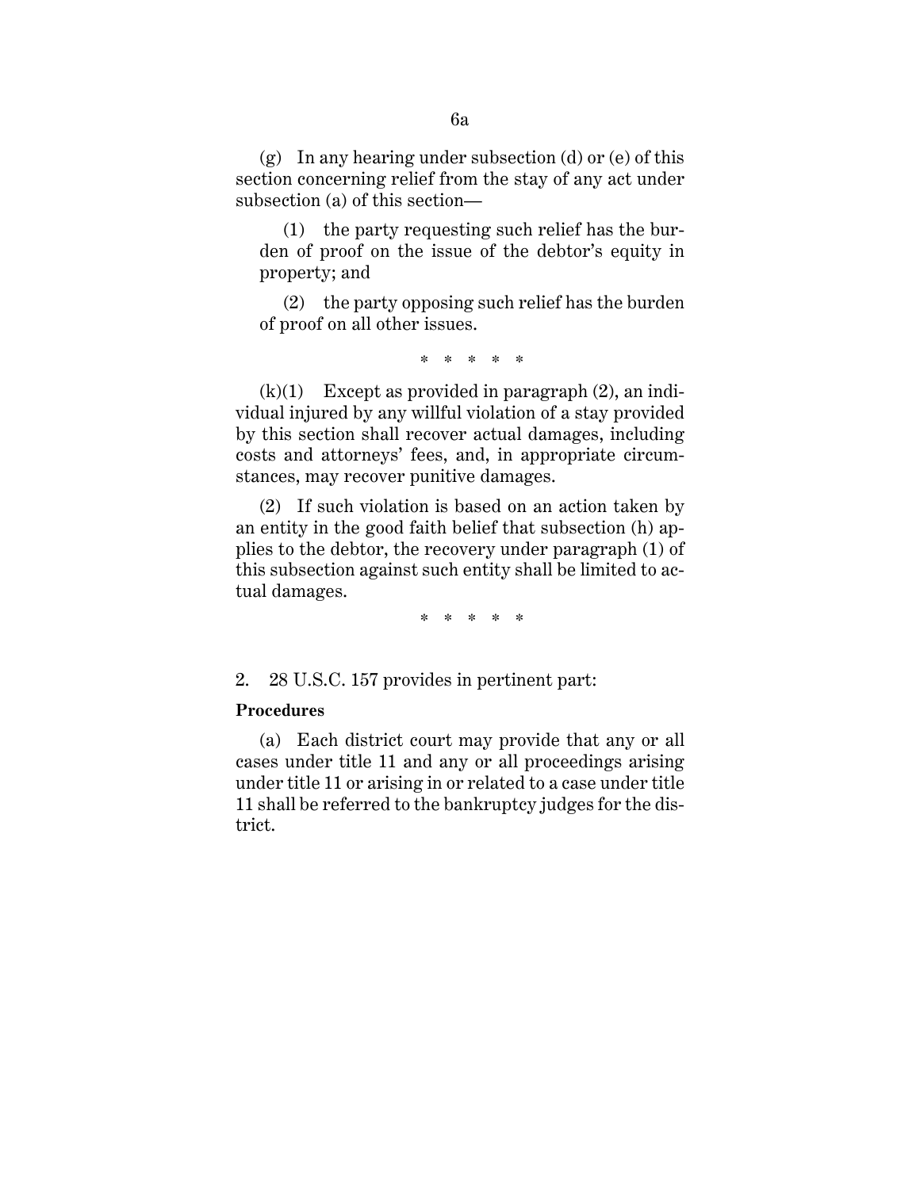(g) In any hearing under subsection (d) or (e) of this section concerning relief from the stay of any act under subsection (a) of this section—

(1) the party requesting such relief has the burden of proof on the issue of the debtor's equity in property; and

(2) the party opposing such relief has the burden of proof on all other issues.

\* \* \* \* \*

(k)(1) Except as provided in paragraph (2), an individual injured by any willful violation of a stay provided by this section shall recover actual damages, including costs and attorneys' fees, and, in appropriate circumstances, may recover punitive damages.

(2) If such violation is based on an action taken by an entity in the good faith belief that subsection (h) applies to the debtor, the recovery under paragraph (1) of this subsection against such entity shall be limited to actual damages.

\* \* \* \* \*

2. 28 U.S.C. 157 provides in pertinent part:

**Procedures**

(a) Each district court may provide that any or all cases under title 11 and any or all proceedings arising under title 11 or arising in or related to a case under title 11 shall be referred to the bankruptcy judges for the district.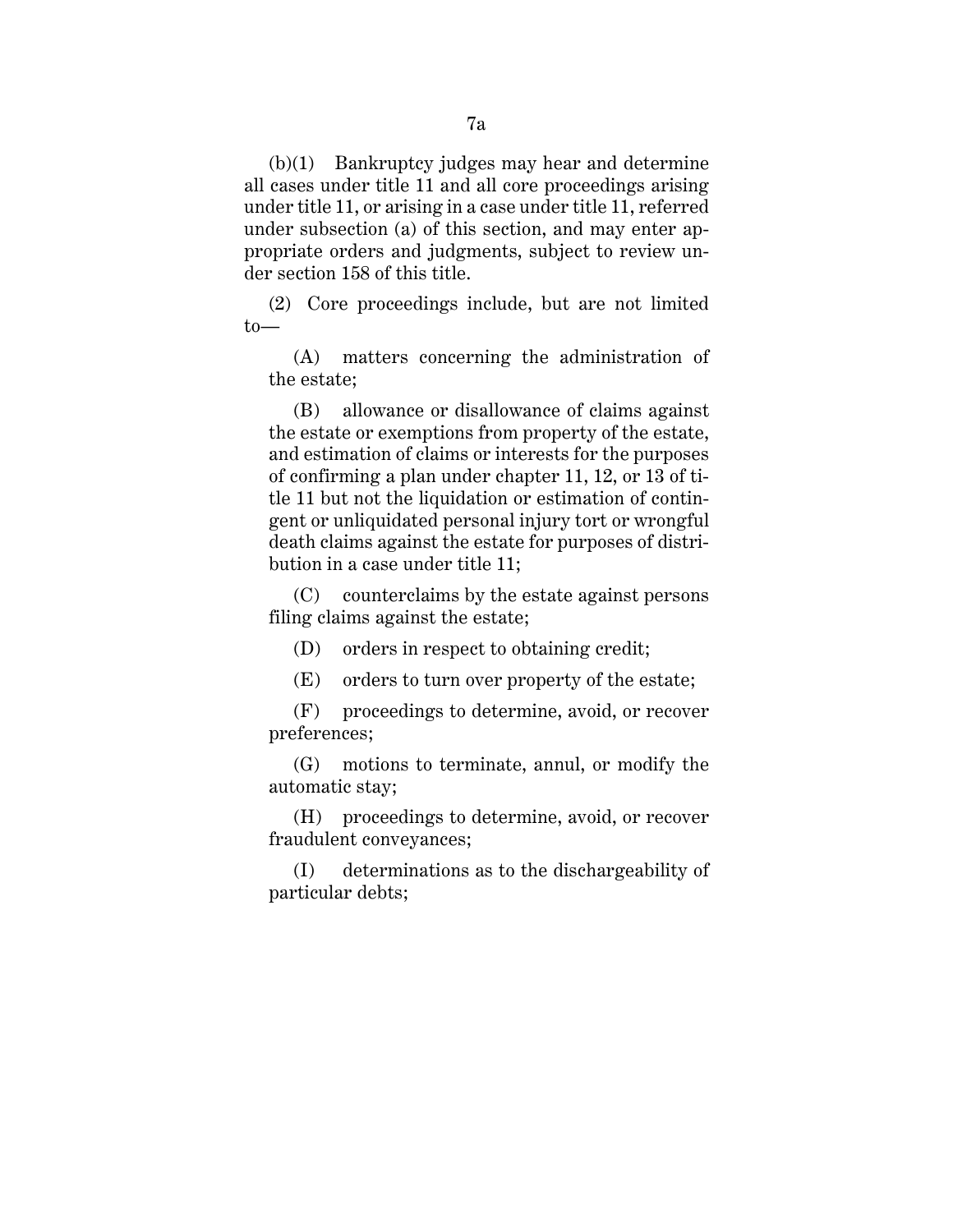(b)(1) Bankruptcy judges may hear and determine all cases under title 11 and all core proceedings arising under title 11, or arising in a case under title 11, referred under subsection (a) of this section, and may enter appropriate orders and judgments, subject to review under section 158 of this title.

(2) Core proceedings include, but are not limited to—

(A) matters concerning the administration of the estate;

(B) allowance or disallowance of claims against the estate or exemptions from property of the estate, and estimation of claims or interests for the purposes of confirming a plan under chapter 11, 12, or 13 of title 11 but not the liquidation or estimation of contingent or unliquidated personal injury tort or wrongful death claims against the estate for purposes of distribution in a case under title 11;

(C) counterclaims by the estate against persons filing claims against the estate;

(D) orders in respect to obtaining credit;

(E) orders to turn over property of the estate;

(F) proceedings to determine, avoid, or recover preferences;

(G) motions to terminate, annul, or modify the automatic stay;

(H) proceedings to determine, avoid, or recover fraudulent conveyances;

(I) determinations as to the dischargeability of particular debts;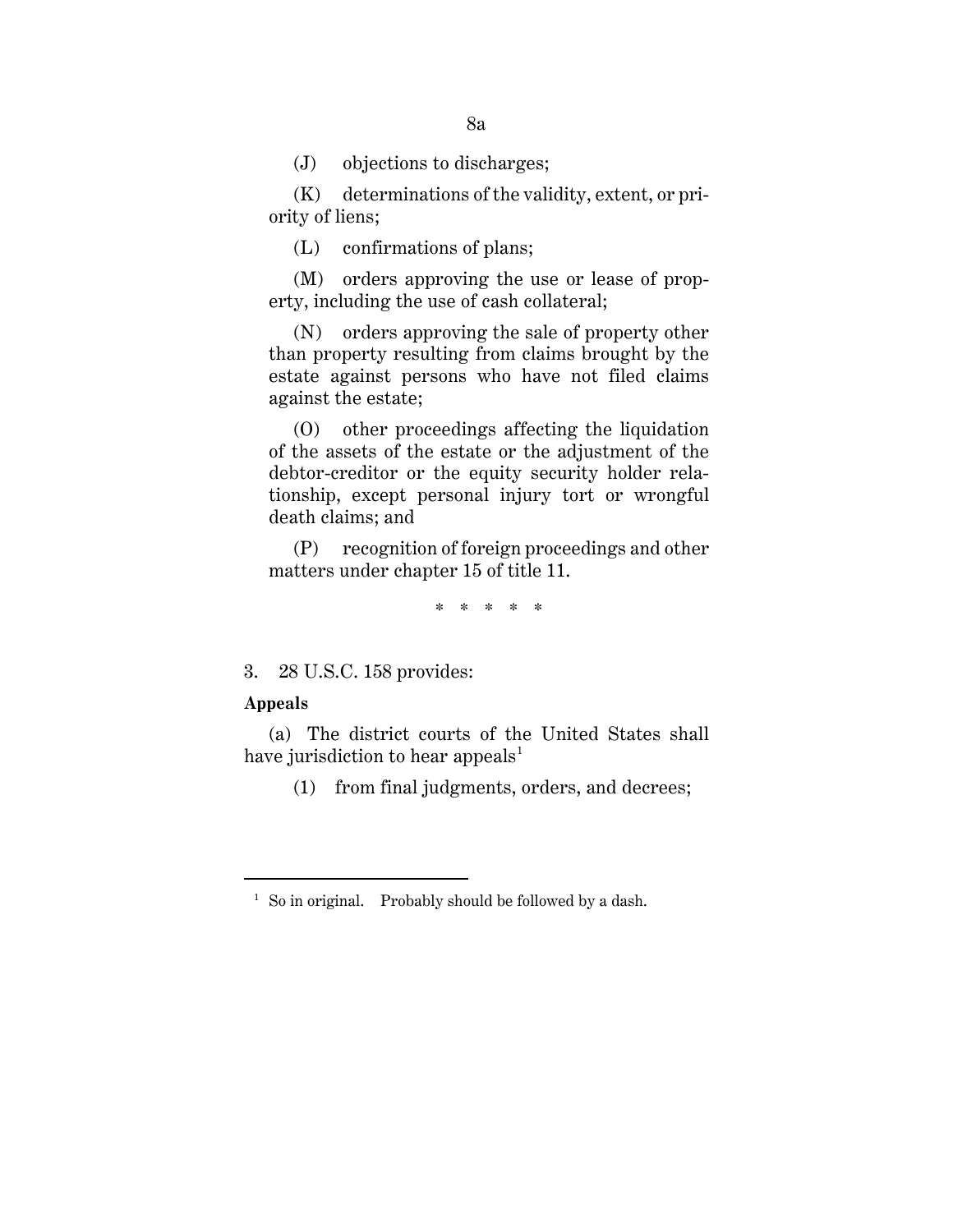(J) objections to discharges;

(K) determinations of the validity, extent, or priority of liens;

(L) confirmations of plans;

(M) orders approving the use or lease of property, including the use of cash collateral;

(N) orders approving the sale of property other than property resulting from claims brought by the estate against persons who have not filed claims against the estate;

(O) other proceedings affecting the liquidation of the assets of the estate or the adjustment of the debtor-creditor or the equity security holder relationship, except personal injury tort or wrongful death claims; and

(P) recognition of foreign proceedings and other matters under chapter 15 of title 11.

\* \* \* \* \*

3. 28 U.S.C. 158 provides:

**Appeals**

(a) The district courts of the United States shall have jurisdiction to hear appeals[1]

(1) from final judgments, orders, and decrees;

---

[1] So in original. Probably should be followed by a dash.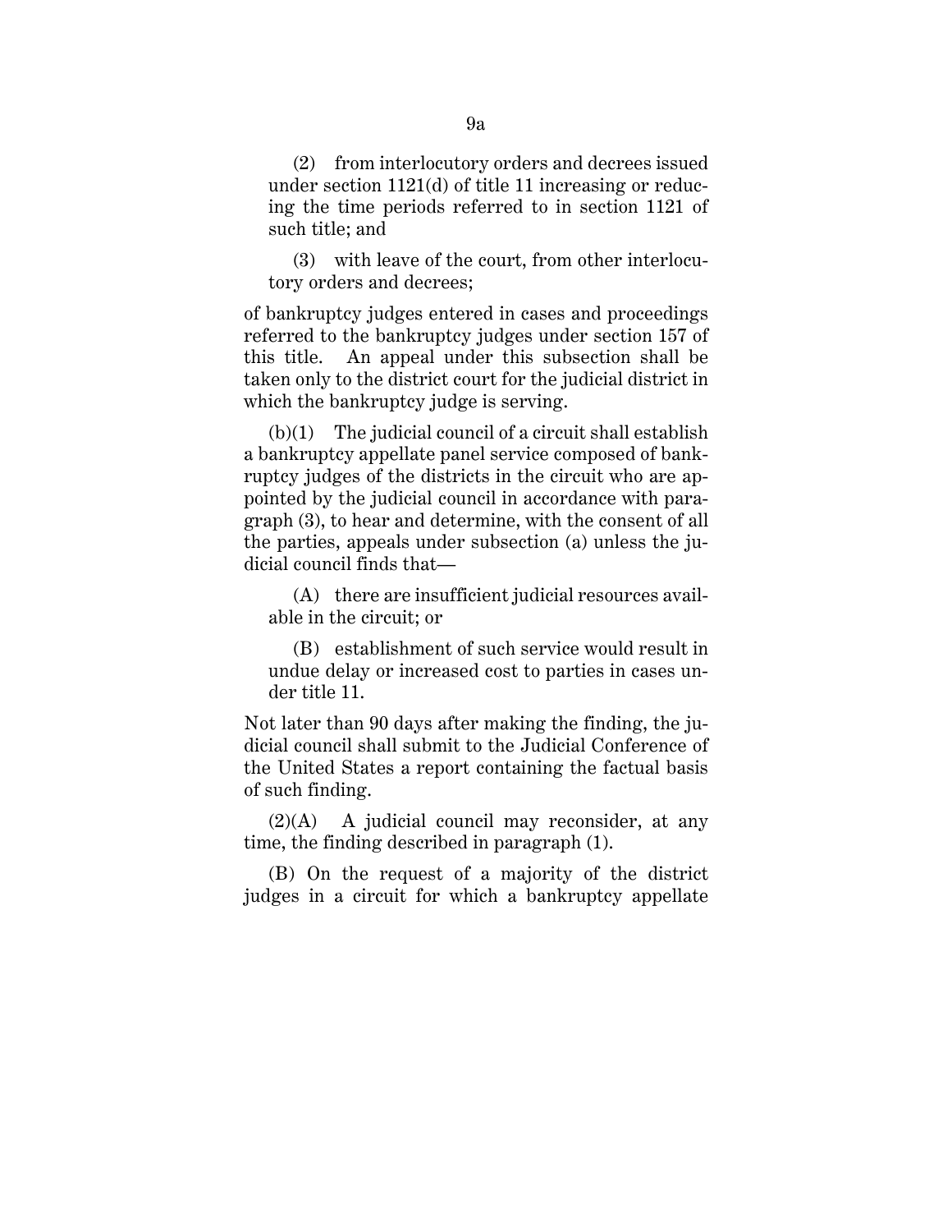(2) from interlocutory orders and decrees issued under section 1121(d) of title 11 increasing or reducing the time periods referred to in section 1121 of such title; and

(3) with leave of the court, from other interlocutory orders and decrees;

of bankruptcy judges entered in cases and proceedings referred to the bankruptcy judges under section 157 of this title. An appeal under this subsection shall be taken only to the district court for the judicial district in which the bankruptcy judge is serving.

(b)(1) The judicial council of a circuit shall establish a bankruptcy appellate panel service composed of bankruptcy judges of the districts in the circuit who are appointed by the judicial council in accordance with paragraph (3), to hear and determine, with the consent of all the parties, appeals under subsection (a) unless the judicial council finds that—

(A) there are insufficient judicial resources available in the circuit; or

(B) establishment of such service would result in undue delay or increased cost to parties in cases under title 11.

Not later than 90 days after making the finding, the judicial council shall submit to the Judicial Conference of the United States a report containing the factual basis of such finding.

(2)(A) A judicial council may reconsider, at any time, the finding described in paragraph (1).

(B) On the request of a majority of the district judges in a circuit for which a bankruptcy appellate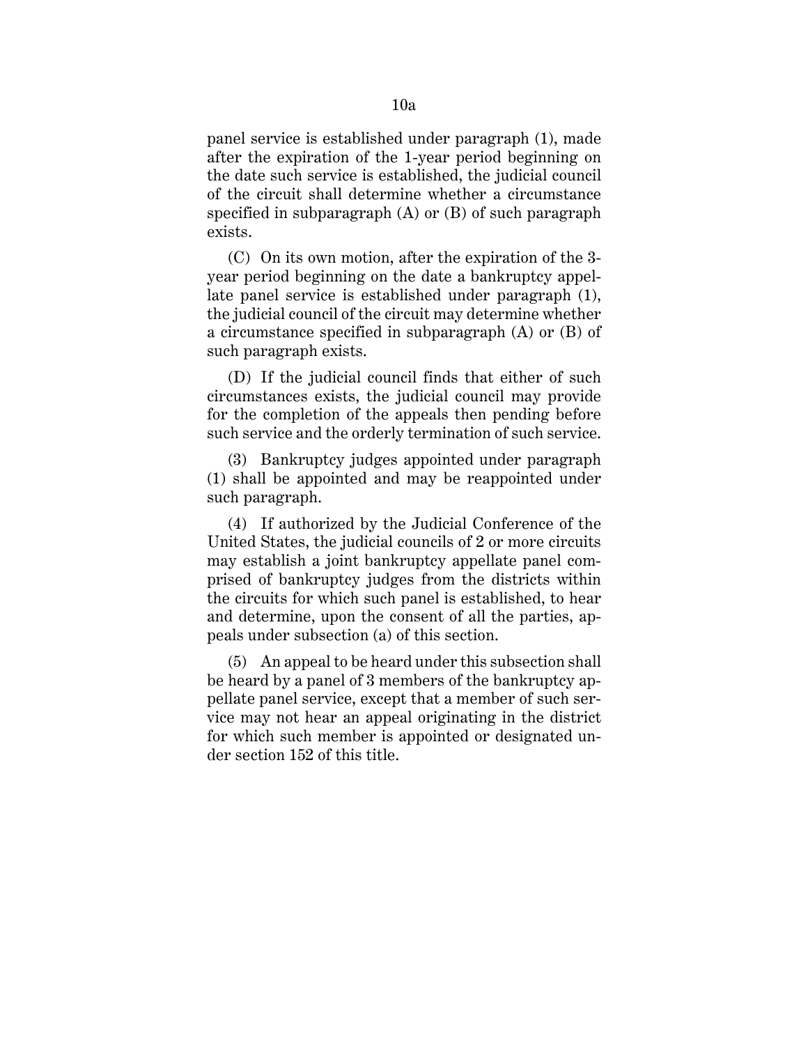panel service is established under paragraph (1), made after the expiration of the 1-year period beginning on the date such service is established, the judicial council of the circuit shall determine whether a circumstance specified in subparagraph (A) or (B) of such paragraph exists.

(C) On its own motion, after the expiration of the 3-year period beginning on the date a bankruptcy appellate panel service is established under paragraph (1), the judicial council of the circuit may determine whether a circumstance specified in subparagraph (A) or (B) of such paragraph exists.

(D) If the judicial council finds that either of such circumstances exists, the judicial council may provide for the completion of the appeals then pending before such service and the orderly termination of such service.

(3) Bankruptcy judges appointed under paragraph (1) shall be appointed and may be reappointed under such paragraph.

(4) If authorized by the Judicial Conference of the United States, the judicial councils of 2 or more circuits may establish a joint bankruptcy appellate panel comprised of bankruptcy judges from the districts within the circuits for which such panel is established, to hear and determine, upon the consent of all the parties, appeals under subsection (a) of this section.

(5) An appeal to be heard under this subsection shall be heard by a panel of 3 members of the bankruptcy appellate panel service, except that a member of such service may not hear an appeal originating in the district for which such member is appointed or designated under section 152 of this title.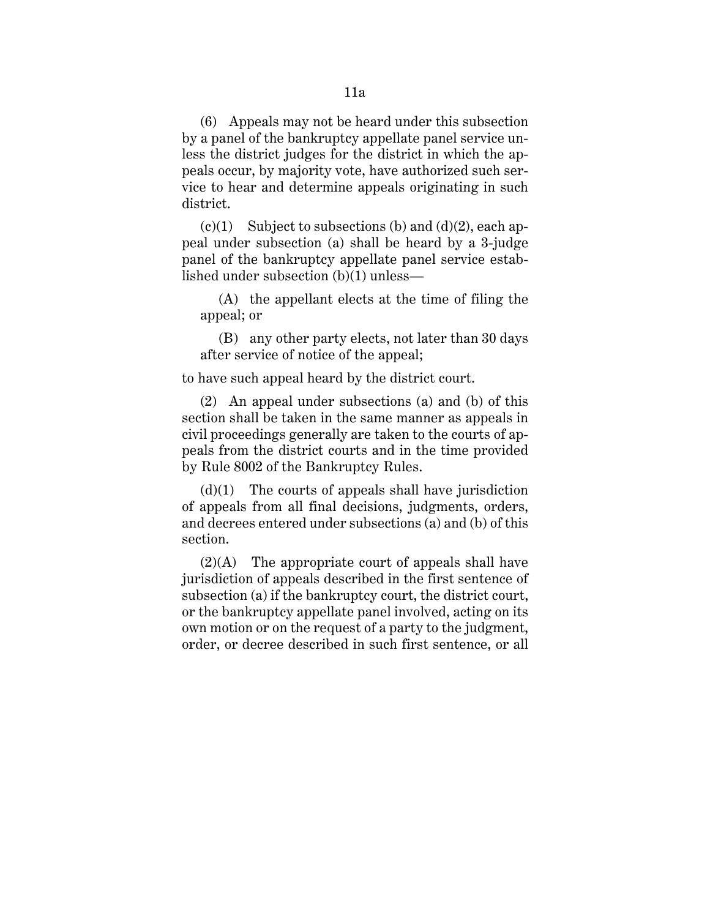(6) Appeals may not be heard under this subsection by a panel of the bankruptcy appellate panel service unless the district judges for the district in which the appeals occur, by majority vote, have authorized such service to hear and determine appeals originating in such district.

(c)(1) Subject to subsections (b) and (d)(2), each appeal under subsection (a) shall be heard by a 3-judge panel of the bankruptcy appellate panel service established under subsection (b)(1) unless—

> (A) the appellant elects at the time of filing the appeal; or
>
> (B) any other party elects, not later than 30 days after service of notice of the appeal;

to have such appeal heard by the district court.

(2) An appeal under subsections (a) and (b) of this section shall be taken in the same manner as appeals in civil proceedings generally are taken to the courts of appeals from the district courts and in the time provided by Rule 8002 of the Bankruptcy Rules.

(d)(1) The courts of appeals shall have jurisdiction of appeals from all final decisions, judgments, orders, and decrees entered under subsections (a) and (b) of this section.

(2)(A) The appropriate court of appeals shall have jurisdiction of appeals described in the first sentence of subsection (a) if the bankruptcy court, the district court, or the bankruptcy appellate panel involved, acting on its own motion or on the request of a party to the judgment, order, or decree described in such first sentence, or all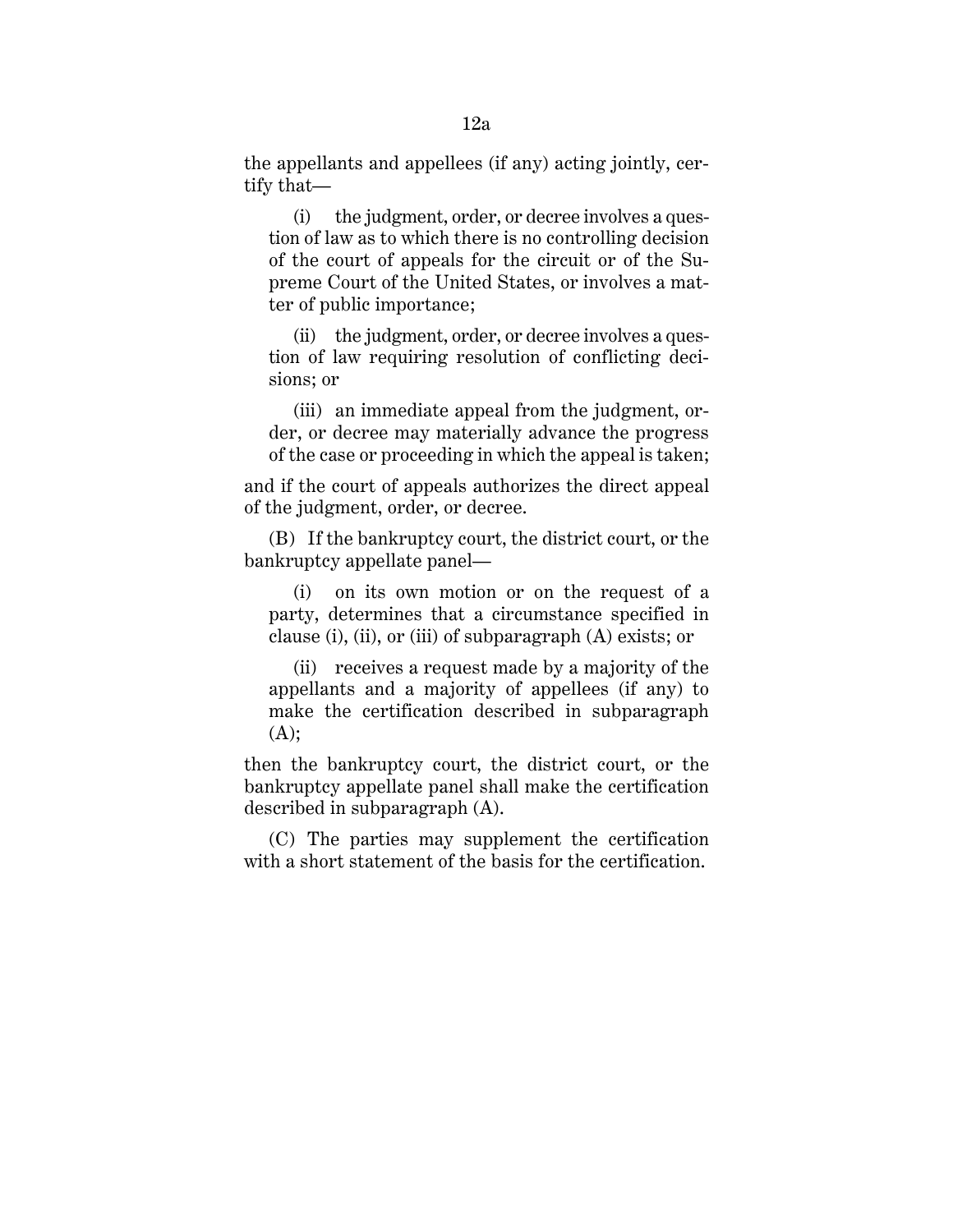the appellants and appellees (if any) acting jointly, certify that—

(i) the judgment, order, or decree involves a question of law as to which there is no controlling decision of the court of appeals for the circuit or of the Supreme Court of the United States, or involves a matter of public importance;

(ii) the judgment, order, or decree involves a question of law requiring resolution of conflicting decisions; or

(iii) an immediate appeal from the judgment, order, or decree may materially advance the progress of the case or proceeding in which the appeal is taken;

and if the court of appeals authorizes the direct appeal of the judgment, order, or decree.

(B) If the bankruptcy court, the district court, or the bankruptcy appellate panel—

(i) on its own motion or on the request of a party, determines that a circumstance specified in clause (i), (ii), or (iii) of subparagraph (A) exists; or

(ii) receives a request made by a majority of the appellants and a majority of appellees (if any) to make the certification described in subparagraph (A);

then the bankruptcy court, the district court, or the bankruptcy appellate panel shall make the certification described in subparagraph (A).

(C) The parties may supplement the certification with a short statement of the basis for the certification.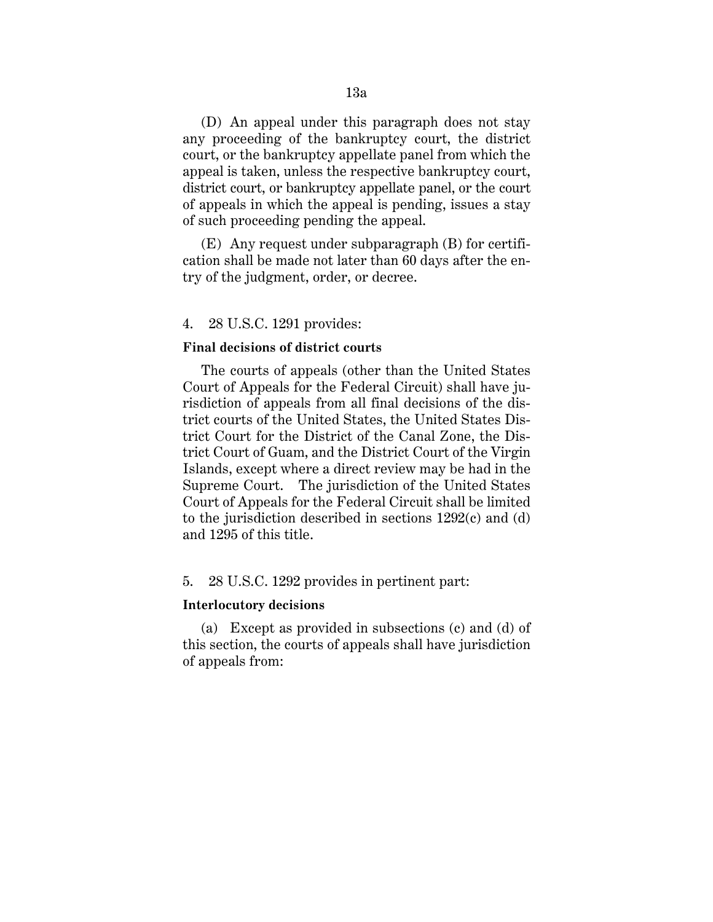(D) An appeal under this paragraph does not stay any proceeding of the bankruptcy court, the district court, or the bankruptcy appellate panel from which the appeal is taken, unless the respective bankruptcy court, district court, or bankruptcy appellate panel, or the court of appeals in which the appeal is pending, issues a stay of such proceeding pending the appeal.

(E) Any request under subparagraph (B) for certification shall be made not later than 60 days after the entry of the judgment, order, or decree.

4. 28 U.S.C. 1291 provides:

**Final decisions of district courts**

The courts of appeals (other than the United States Court of Appeals for the Federal Circuit) shall have jurisdiction of appeals from all final decisions of the district courts of the United States, the United States District Court for the District of the Canal Zone, the District Court of Guam, and the District Court of the Virgin Islands, except where a direct review may be had in the Supreme Court. The jurisdiction of the United States Court of Appeals for the Federal Circuit shall be limited to the jurisdiction described in sections 1292(c) and (d) and 1295 of this title.

5. 28 U.S.C. 1292 provides in pertinent part:

**Interlocutory decisions**

(a) Except as provided in subsections (c) and (d) of this section, the courts of appeals shall have jurisdiction of appeals from: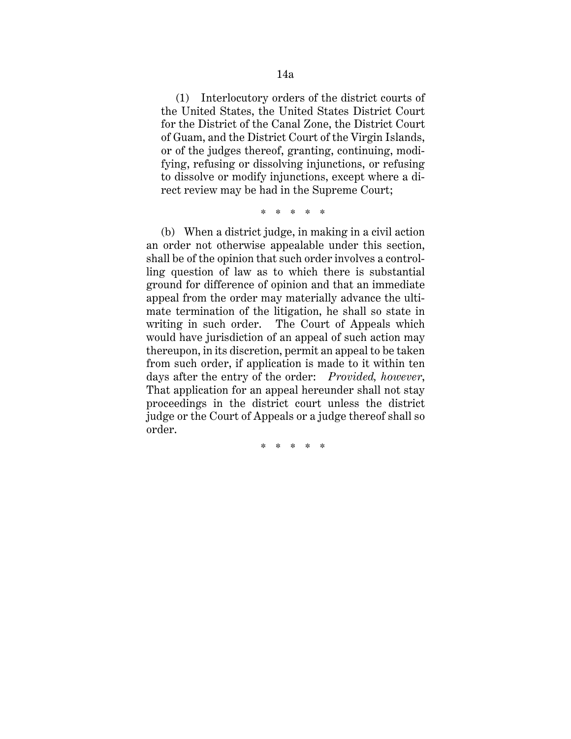(1) Interlocutory orders of the district courts of the United States, the United States District Court for the District of the Canal Zone, the District Court of Guam, and the District Court of the Virgin Islands, or of the judges thereof, granting, continuing, modifying, refusing or dissolving injunctions, or refusing to dissolve or modify injunctions, except where a direct review may be had in the Supreme Court;

\* \* \* \* \*

(b) When a district judge, in making in a civil action an order not otherwise appealable under this section, shall be of the opinion that such order involves a controlling question of law as to which there is substantial ground for difference of opinion and that an immediate appeal from the order may materially advance the ultimate termination of the litigation, he shall so state in writing in such order. The Court of Appeals which would have jurisdiction of an appeal of such action may thereupon, in its discretion, permit an appeal to be taken from such order, if application is made to it within ten days after the entry of the order: *Provided, however*, That application for an appeal hereunder shall not stay proceedings in the district court unless the district judge or the Court of Appeals or a judge thereof shall so order.

\* \* \* \* \*